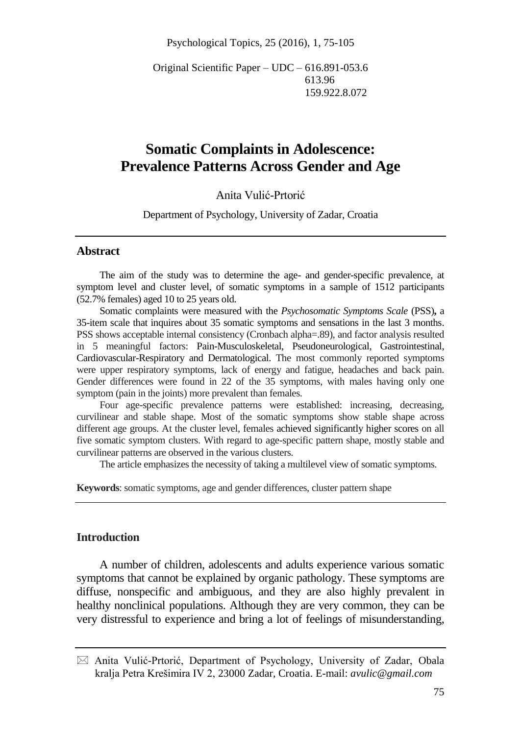Original Scientific Paper – UDC – 616.891-053.6
613.96
159.922.8.072

# Somatic Complaints in Adolescence: Prevalence Patterns Across Gender and Age

Anita Vulić-Prtorić

Department of Psychology, University of Zadar, Croatia

## Abstract

The aim of the study was to determine the age- and gender-specific prevalence, at symptom level and cluster level, of somatic symptoms in a sample of 1512 participants (52.7% females) aged 10 to 25 years old.

Somatic complaints were measured with the *Psychosomatic Symptoms Scale* (PSS)**,** a 35-item scale that inquires about 35 somatic symptoms and sensations in the last 3 months. PSS shows acceptable internal consistency (Cronbach alpha=.89), and factor analysis resulted in 5 meaningful factors: Pain-Musculoskeletal, Pseudoneurological, Gastrointestinal, Cardiovascular-Respiratory and Dermatological. The most commonly reported symptoms were upper respiratory symptoms, lack of energy and fatigue, headaches and back pain. Gender differences were found in 22 of the 35 symptoms, with males having only one symptom (pain in the joints) more prevalent than females.

Four age-specific prevalence patterns were established: increasing, decreasing, curvilinear and stable shape. Most of the somatic symptoms show stable shape across different age groups. At the cluster level, females achieved significantly higher scores on all five somatic symptom clusters. With regard to age-specific pattern shape, mostly stable and curvilinear patterns are observed in the various clusters.

The article emphasizes the necessity of taking a multilevel view of somatic symptoms.

**Keywords**: somatic symptoms, age and gender differences, cluster pattern shape

## Introduction

A number of children, adolescents and adults experience various somatic symptoms that cannot be explained by organic pathology. These symptoms are diffuse, nonspecific and ambiguous, and they are also highly prevalent in healthy nonclinical populations. Although they are very common, they can be very distressful to experience and bring a lot of feelings of misunderstanding,

---

✉ Anita Vulić-Prtorić, Department of Psychology, University of Zadar, Obala kralja Petra Krešimira IV 2, 23000 Zadar, Croatia. E-mail: *avulic@gmail.com*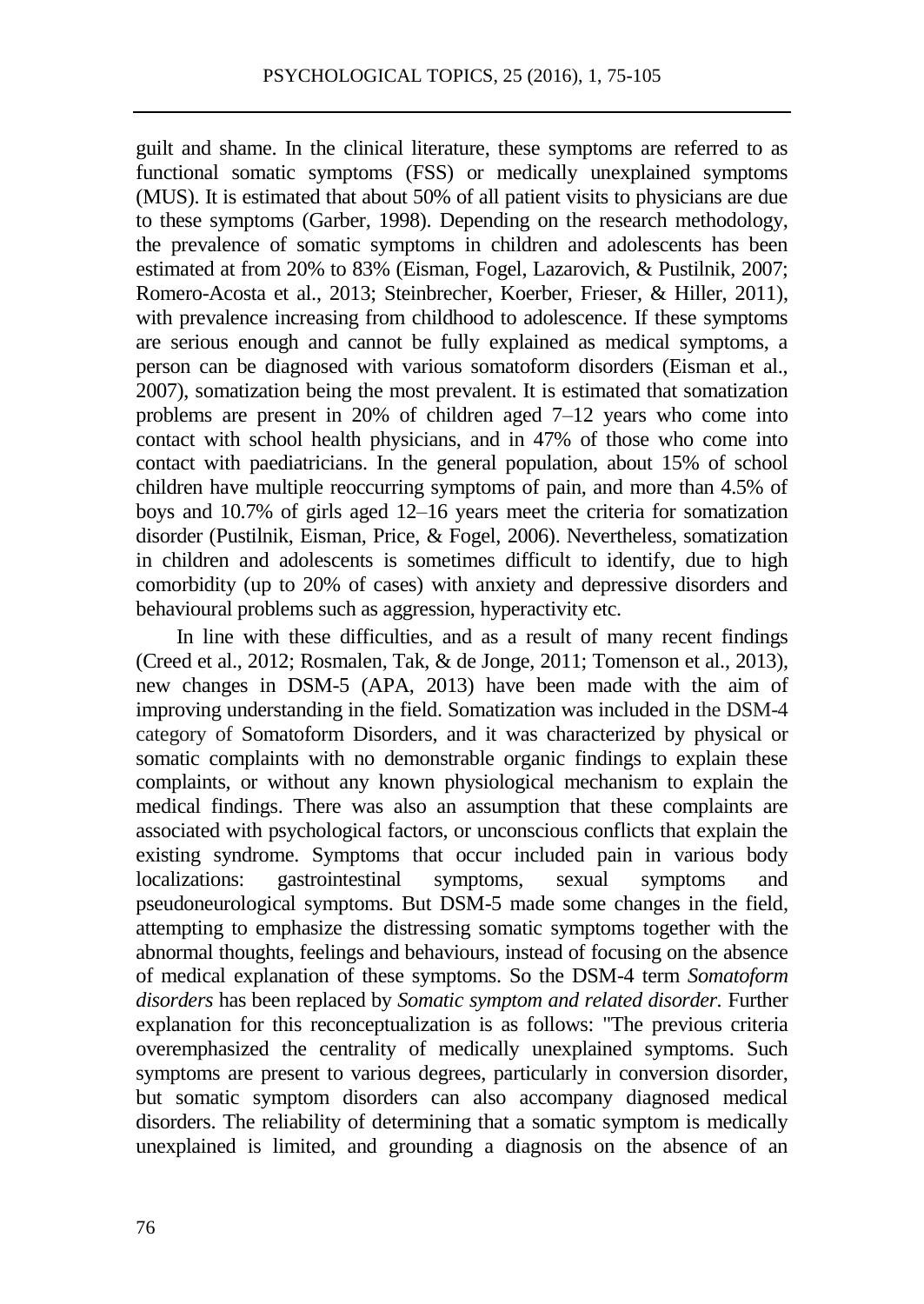guilt and shame. In the clinical literature, these symptoms are referred to as functional somatic symptoms (FSS) or medically unexplained symptoms (MUS). It is estimated that about 50% of all patient visits to physicians are due to these symptoms (Garber, 1998). Depending on the research methodology, the prevalence of somatic symptoms in children and adolescents has been estimated at from 20% to 83% (Eisman, Fogel, Lazarovich, & Pustilnik, 2007; Romero-Acosta et al., 2013; Steinbrecher, Koerber, Frieser, & Hiller, 2011), with prevalence increasing from childhood to adolescence. If these symptoms are serious enough and cannot be fully explained as medical symptoms, a person can be diagnosed with various somatoform disorders (Eisman et al., 2007), somatization being the most prevalent. It is estimated that somatization problems are present in 20% of children aged 7–12 years who come into contact with school health physicians, and in 47% of those who come into contact with paediatricians. In the general population, about 15% of school children have multiple reoccurring symptoms of pain, and more than 4.5% of boys and 10.7% of girls aged 12–16 years meet the criteria for somatization disorder (Pustilnik, Eisman, Price, & Fogel, 2006). Nevertheless, somatization in children and adolescents is sometimes difficult to identify, due to high comorbidity (up to 20% of cases) with anxiety and depressive disorders and behavioural problems such as aggression, hyperactivity etc.

In line with these difficulties, and as a result of many recent findings (Creed et al., 2012; Rosmalen, Tak, & de Jonge, 2011; Tomenson et al., 2013), new changes in DSM-5 (APA, 2013) have been made with the aim of improving understanding in the field. Somatization was included in the DSM-4 category of Somatoform Disorders, and it was characterized by physical or somatic complaints with no demonstrable organic findings to explain these complaints, or without any known physiological mechanism to explain the medical findings. There was also an assumption that these complaints are associated with psychological factors, or unconscious conflicts that explain the existing syndrome. Symptoms that occur included pain in various body localizations: gastrointestinal symptoms, sexual symptoms and pseudoneurological symptoms. But DSM-5 made some changes in the field, attempting to emphasize the distressing somatic symptoms together with the abnormal thoughts, feelings and behaviours, instead of focusing on the absence of medical explanation of these symptoms. So the DSM-4 term *Somatoform disorders* has been replaced by *Somatic symptom and related disorder.* Further explanation for this reconceptualization is as follows: "The previous criteria overemphasized the centrality of medically unexplained symptoms. Such symptoms are present to various degrees, particularly in conversion disorder, but somatic symptom disorders can also accompany diagnosed medical disorders. The reliability of determining that a somatic symptom is medically unexplained is limited, and grounding a diagnosis on the absence of an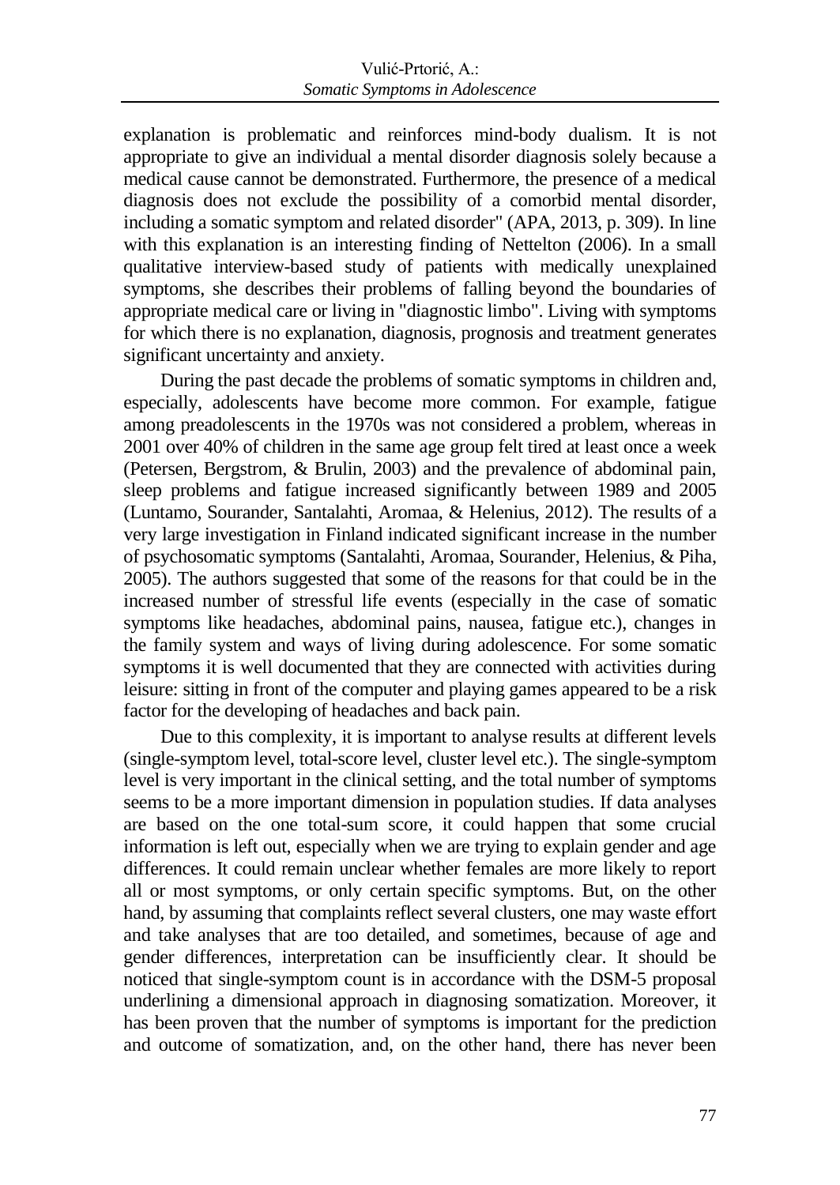explanation is problematic and reinforces mind-body dualism. It is not appropriate to give an individual a mental disorder diagnosis solely because a medical cause cannot be demonstrated. Furthermore, the presence of a medical diagnosis does not exclude the possibility of a comorbid mental disorder, including a somatic symptom and related disorder" (APA, 2013, p. 309). In line with this explanation is an interesting finding of Nettelton (2006). In a small qualitative interview-based study of patients with medically unexplained symptoms, she describes their problems of falling beyond the boundaries of appropriate medical care or living in "diagnostic limbo". Living with symptoms for which there is no explanation, diagnosis, prognosis and treatment generates significant uncertainty and anxiety.

During the past decade the problems of somatic symptoms in children and, especially, adolescents have become more common. For example, fatigue among preadolescents in the 1970s was not considered a problem, whereas in 2001 over 40% of children in the same age group felt tired at least once a week (Petersen, Bergstrom, & Brulin, 2003) and the prevalence of abdominal pain, sleep problems and fatigue increased significantly between 1989 and 2005 (Luntamo, Sourander, Santalahti, Aromaa, & Helenius, 2012). The results of a very large investigation in Finland indicated significant increase in the number of psychosomatic symptoms (Santalahti, Aromaa, Sourander, Helenius, & Piha, 2005). The authors suggested that some of the reasons for that could be in the increased number of stressful life events (especially in the case of somatic symptoms like headaches, abdominal pains, nausea, fatigue etc.), changes in the family system and ways of living during adolescence. For some somatic symptoms it is well documented that they are connected with activities during leisure: sitting in front of the computer and playing games appeared to be a risk factor for the developing of headaches and back pain.

Due to this complexity, it is important to analyse results at different levels (single-symptom level, total-score level, cluster level etc.). The single-symptom level is very important in the clinical setting, and the total number of symptoms seems to be a more important dimension in population studies. If data analyses are based on the one total-sum score, it could happen that some crucial information is left out, especially when we are trying to explain gender and age differences. It could remain unclear whether females are more likely to report all or most symptoms, or only certain specific symptoms. But, on the other hand, by assuming that complaints reflect several clusters, one may waste effort and take analyses that are too detailed, and sometimes, because of age and gender differences, interpretation can be insufficiently clear. It should be noticed that single-symptom count is in accordance with the DSM-5 proposal underlining a dimensional approach in diagnosing somatization. Moreover, it has been proven that the number of symptoms is important for the prediction and outcome of somatization, and, on the other hand, there has never been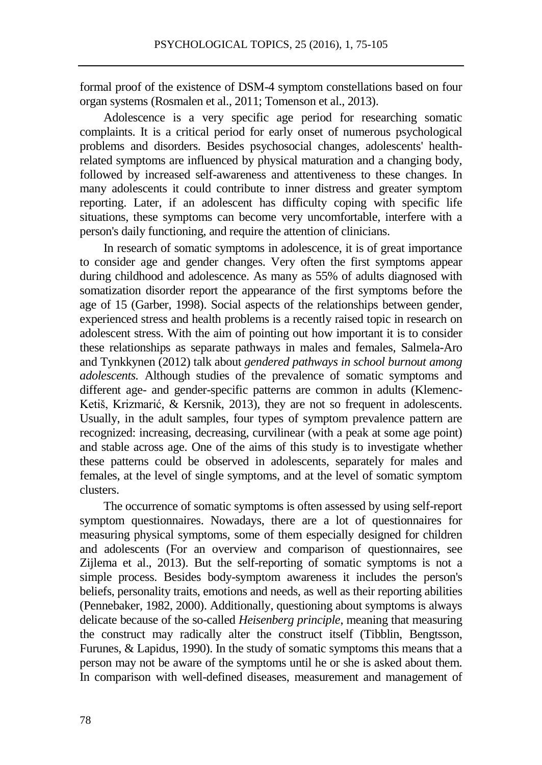formal proof of the existence of DSM-4 symptom constellations based on four organ systems (Rosmalen et al., 2011; Tomenson et al., 2013).

Adolescence is a very specific age period for researching somatic complaints. It is a critical period for early onset of numerous psychological problems and disorders. Besides psychosocial changes, adolescents' health-related symptoms are influenced by physical maturation and a changing body, followed by increased self-awareness and attentiveness to these changes. In many adolescents it could contribute to inner distress and greater symptom reporting. Later, if an adolescent has difficulty coping with specific life situations, these symptoms can become very uncomfortable, interfere with a person's daily functioning, and require the attention of clinicians.

In research of somatic symptoms in adolescence, it is of great importance to consider age and gender changes. Very often the first symptoms appear during childhood and adolescence. As many as 55% of adults diagnosed with somatization disorder report the appearance of the first symptoms before the age of 15 (Garber, 1998). Social aspects of the relationships between gender, experienced stress and health problems is a recently raised topic in research on adolescent stress. With the aim of pointing out how important it is to consider these relationships as separate pathways in males and females, Salmela-Aro and Tynkkynen (2012) talk about *gendered pathways in school burnout among adolescents.* Although studies of the prevalence of somatic symptoms and different age- and gender-specific patterns are common in adults (Klemenc-Ketiš, Krizmarić, & Kersnik, 2013), they are not so frequent in adolescents. Usually, in the adult samples, four types of symptom prevalence pattern are recognized: increasing, decreasing, curvilinear (with a peak at some age point) and stable across age. One of the aims of this study is to investigate whether these patterns could be observed in adolescents, separately for males and females, at the level of single symptoms, and at the level of somatic symptom clusters.

The occurrence of somatic symptoms is often assessed by using self-report symptom questionnaires. Nowadays, there are a lot of questionnaires for measuring physical symptoms, some of them especially designed for children and adolescents (For an overview and comparison of questionnaires, see Zijlema et al., 2013). But the self-reporting of somatic symptoms is not a simple process. Besides body-symptom awareness it includes the person's beliefs, personality traits, emotions and needs, as well as their reporting abilities (Pennebaker, 1982, 2000). Additionally, questioning about symptoms is always delicate because of the so-called *Heisenberg principle*, meaning that measuring the construct may radically alter the construct itself (Tibblin, Bengtsson, Furunes, & Lapidus, 1990). In the study of somatic symptoms this means that a person may not be aware of the symptoms until he or she is asked about them. In comparison with well-defined diseases, measurement and management of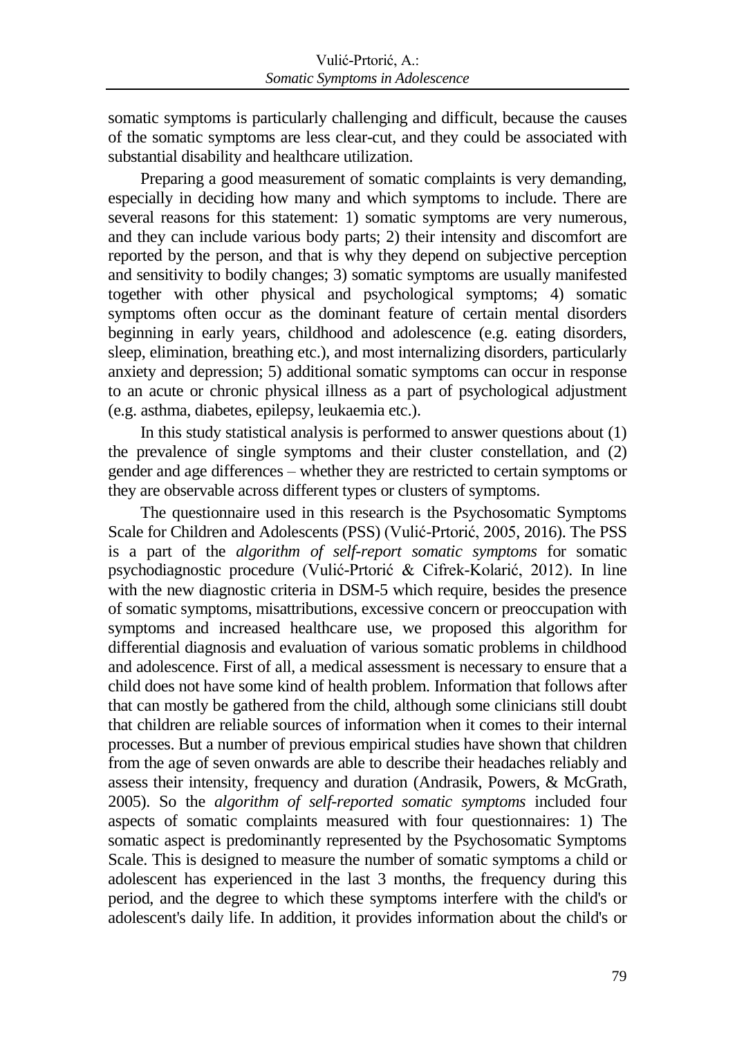somatic symptoms is particularly challenging and difficult, because the causes of the somatic symptoms are less clear-cut, and they could be associated with substantial disability and healthcare utilization.

Preparing a good measurement of somatic complaints is very demanding, especially in deciding how many and which symptoms to include. There are several reasons for this statement: 1) somatic symptoms are very numerous, and they can include various body parts; 2) their intensity and discomfort are reported by the person, and that is why they depend on subjective perception and sensitivity to bodily changes; 3) somatic symptoms are usually manifested together with other physical and psychological symptoms; 4) somatic symptoms often occur as the dominant feature of certain mental disorders beginning in early years, childhood and adolescence (e.g. eating disorders, sleep, elimination, breathing etc.), and most internalizing disorders, particularly anxiety and depression; 5) additional somatic symptoms can occur in response to an acute or chronic physical illness as a part of psychological adjustment (e.g. asthma, diabetes, epilepsy, leukaemia etc.).

In this study statistical analysis is performed to answer questions about (1) the prevalence of single symptoms and their cluster constellation, and (2) gender and age differences – whether they are restricted to certain symptoms or they are observable across different types or clusters of symptoms.

The questionnaire used in this research is the Psychosomatic Symptoms Scale for Children and Adolescents (PSS) (Vulić-Prtorić, 2005, 2016). The PSS is a part of the *algorithm of self-report somatic symptoms* for somatic psychodiagnostic procedure (Vulić-Prtorić & Cifrek-Kolarić, 2012). In line with the new diagnostic criteria in DSM-5 which require, besides the presence of somatic symptoms, misattributions, excessive concern or preoccupation with symptoms and increased healthcare use, we proposed this algorithm for differential diagnosis and evaluation of various somatic problems in childhood and adolescence. First of all, a medical assessment is necessary to ensure that a child does not have some kind of health problem. Information that follows after that can mostly be gathered from the child, although some clinicians still doubt that children are reliable sources of information when it comes to their internal processes. But a number of previous empirical studies have shown that children from the age of seven onwards are able to describe their headaches reliably and assess their intensity, frequency and duration (Andrasik, Powers, & McGrath, 2005). So the *algorithm of self-reported somatic symptoms* included four aspects of somatic complaints measured with four questionnaires: 1) The somatic aspect is predominantly represented by the Psychosomatic Symptoms Scale. This is designed to measure the number of somatic symptoms a child or adolescent has experienced in the last 3 months, the frequency during this period, and the degree to which these symptoms interfere with the child's or adolescent's daily life. In addition, it provides information about the child's or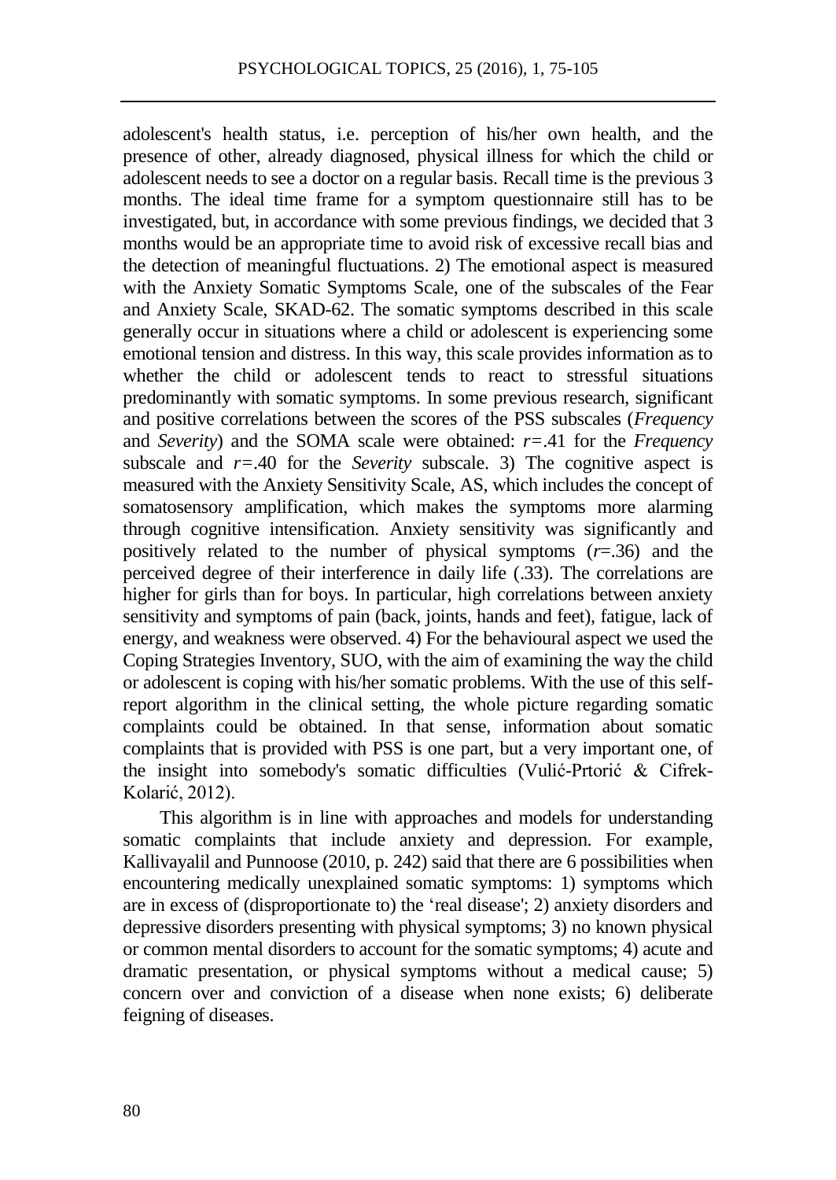adolescent's health status, i.e. perception of his/her own health, and the presence of other, already diagnosed, physical illness for which the child or adolescent needs to see a doctor on a regular basis. Recall time is the previous 3 months. The ideal time frame for a symptom questionnaire still has to be investigated, but, in accordance with some previous findings, we decided that 3 months would be an appropriate time to avoid risk of excessive recall bias and the detection of meaningful fluctuations. 2) The emotional aspect is measured with the Anxiety Somatic Symptoms Scale, one of the subscales of the Fear and Anxiety Scale, SKAD-62. The somatic symptoms described in this scale generally occur in situations where a child or adolescent is experiencing some emotional tension and distress. In this way, this scale provides information as to whether the child or adolescent tends to react to stressful situations predominantly with somatic symptoms. In some previous research, significant and positive correlations between the scores of the PSS subscales (*Frequency* and *Severity*) and the SOMA scale were obtained: $r=.41$ for the *Frequency* subscale and $r=.40$ for the *Severity* subscale. 3) The cognitive aspect is measured with the Anxiety Sensitivity Scale, AS, which includes the concept of somatosensory amplification, which makes the symptoms more alarming through cognitive intensification. Anxiety sensitivity was significantly and positively related to the number of physical symptoms ($r=.36$) and the perceived degree of their interference in daily life (.33). The correlations are higher for girls than for boys. In particular, high correlations between anxiety sensitivity and symptoms of pain (back, joints, hands and feet), fatigue, lack of energy, and weakness were observed. 4) For the behavioural aspect we used the Coping Strategies Inventory, SUO, with the aim of examining the way the child or adolescent is coping with his/her somatic problems. With the use of this self-report algorithm in the clinical setting, the whole picture regarding somatic complaints could be obtained. In that sense, information about somatic complaints that is provided with PSS is one part, but a very important one, of the insight into somebody's somatic difficulties (Vulić-Prtorić & Cifrek-Kolarić, 2012).

This algorithm is in line with approaches and models for understanding somatic complaints that include anxiety and depression. For example, Kallivayalil and Punnoose (2010, p. 242) said that there are 6 possibilities when encountering medically unexplained somatic symptoms: 1) symptoms which are in excess of (disproportionate to) the 'real disease'; 2) anxiety disorders and depressive disorders presenting with physical symptoms; 3) no known physical or common mental disorders to account for the somatic symptoms; 4) acute and dramatic presentation, or physical symptoms without a medical cause; 5) concern over and conviction of a disease when none exists; 6) deliberate feigning of diseases.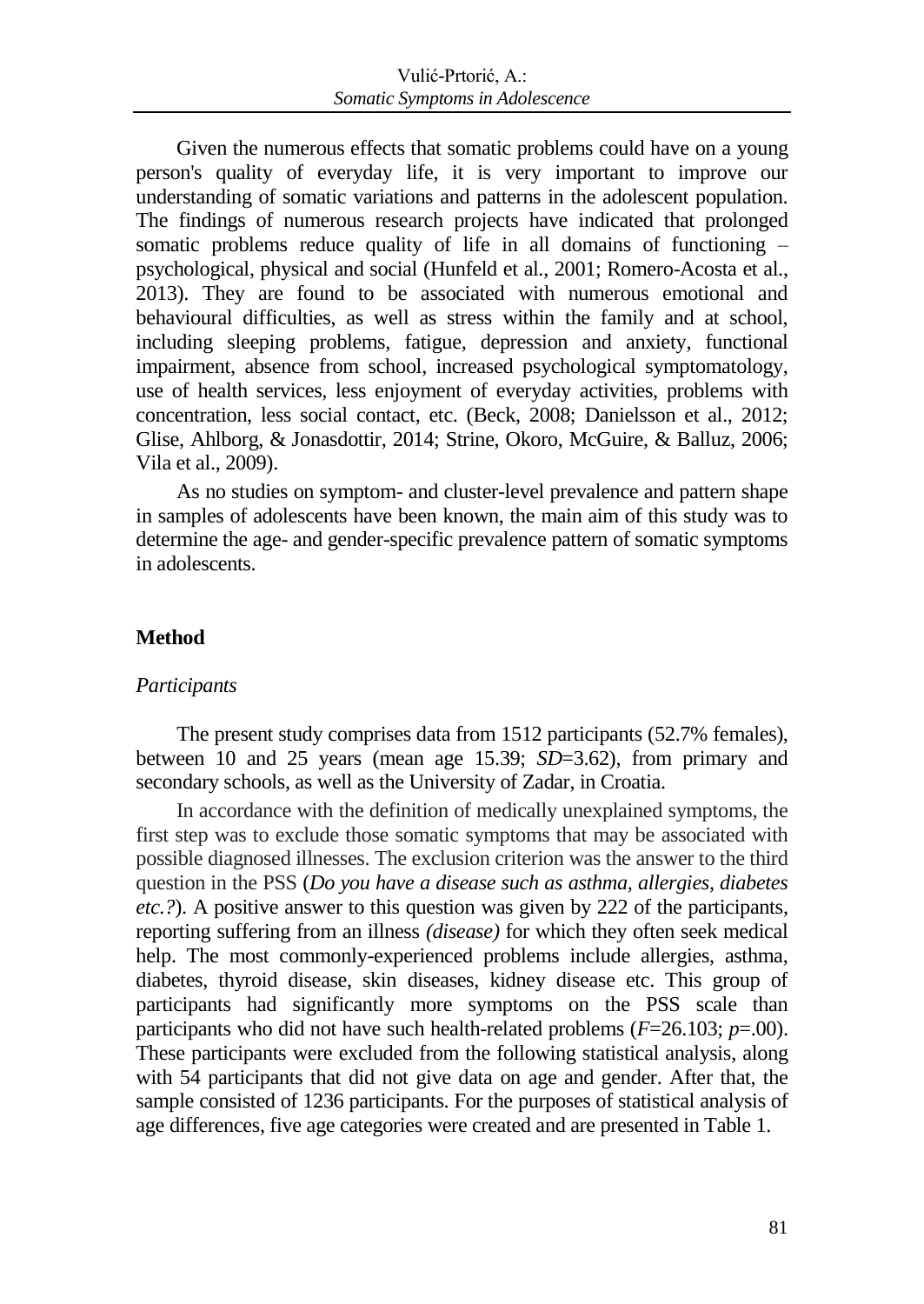Given the numerous effects that somatic problems could have on a young person's quality of everyday life, it is very important to improve our understanding of somatic variations and patterns in the adolescent population. The findings of numerous research projects have indicated that prolonged somatic problems reduce quality of life in all domains of functioning – psychological, physical and social (Hunfeld et al., 2001; Romero-Acosta et al., 2013). They are found to be associated with numerous emotional and behavioural difficulties, as well as stress within the family and at school, including sleeping problems, fatigue, depression and anxiety, functional impairment, absence from school, increased psychological symptomatology, use of health services, less enjoyment of everyday activities, problems with concentration, less social contact, etc. (Beck, 2008; Danielsson et al., 2012; Glise, Ahlborg, & Jonasdottir, 2014; Strine, Okoro, McGuire, & Balluz, 2006; Vila et al., 2009).

As no studies on symptom- and cluster-level prevalence and pattern shape in samples of adolescents have been known, the main aim of this study was to determine the age- and gender-specific prevalence pattern of somatic symptoms in adolescents.

## Method

### *Participants*

The present study comprises data from 1512 participants (52.7% females), between 10 and 25 years (mean age 15.39; *SD*=3.62), from primary and secondary schools, as well as the University of Zadar, in Croatia.

In accordance with the definition of medically unexplained symptoms, the first step was to exclude those somatic symptoms that may be associated with possible diagnosed illnesses. The exclusion criterion was the answer to the third question in the PSS (*Do you have a disease such as asthma, allergies, diabetes etc.?*). A positive answer to this question was given by 222 of the participants, reporting suffering from an illness *(disease)* for which they often seek medical help. The most commonly-experienced problems include allergies, asthma, diabetes, thyroid disease, skin diseases, kidney disease etc. This group of participants had significantly more symptoms on the PSS scale than participants who did not have such health-related problems ($F$=26.103; $p$=.00). These participants were excluded from the following statistical analysis, along with 54 participants that did not give data on age and gender. After that, the sample consisted of 1236 participants. For the purposes of statistical analysis of age differences, five age categories were created and are presented in Table 1.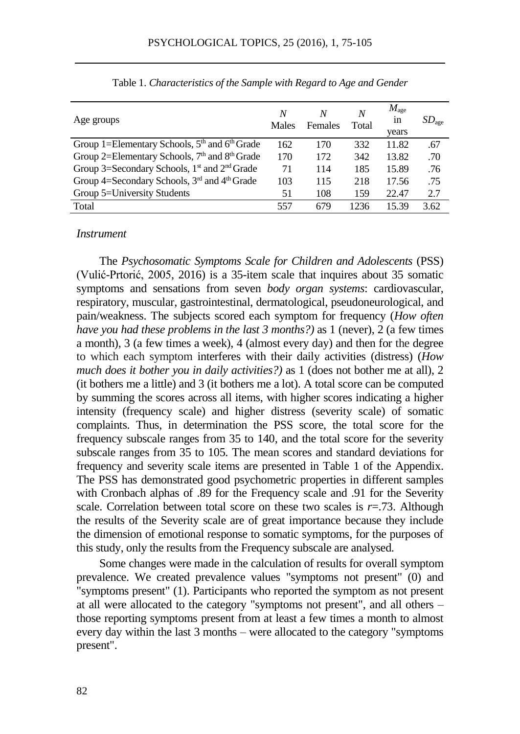Table 1. *Characteristics of the Sample with Regard to Age and Gender*

| Age groups | *N* Males | *N* Females | *N* Total | $M_{age}$ in years | $SD_{age}$ |
|---|---|---|---|---|---|
| Group 1=Elementary Schools, 5th and 6th Grade | 162 | 170 | 332 | 11.82 | .67 |
| Group 2=Elementary Schools, 7th and 8th Grade | 170 | 172 | 342 | 13.82 | .70 |
| Group 3=Secondary Schools, 1st and 2nd Grade | 71 | 114 | 185 | 15.89 | .76 |
| Group 4=Secondary Schools, 3rd and 4th Grade | 103 | 115 | 218 | 17.56 | .75 |
| Group 5=University Students | 51 | 108 | 159 | 22.47 | 2.7 |
| Total | 557 | 679 | 1236 | 15.39 | 3.62 |

*Instrument*

The *Psychosomatic Symptoms Scale for Children and Adolescents* (PSS) (Vulić-Prtorić, 2005, 2016) is a 35-item scale that inquires about 35 somatic symptoms and sensations from seven *body organ systems*: cardiovascular, respiratory, muscular, gastrointestinal, dermatological, pseudoneurological, and pain/weakness. The subjects scored each symptom for frequency (*How often have you had these problems in the last 3 months?)* as 1 (never), 2 (a few times a month), 3 (a few times a week), 4 (almost every day) and then for the degree to which each symptom interferes with their daily activities (distress) (*How much does it bother you in daily activities?)* as 1 (does not bother me at all), 2 (it bothers me a little) and 3 (it bothers me a lot). A total score can be computed by summing the scores across all items, with higher scores indicating a higher intensity (frequency scale) and higher distress (severity scale) of somatic complaints. Thus, in determination the PSS score, the total score for the frequency subscale ranges from 35 to 140, and the total score for the severity subscale ranges from 35 to 105. The mean scores and standard deviations for frequency and severity scale items are presented in Table 1 of the Appendix. The PSS has demonstrated good psychometric properties in different samples with Cronbach alphas of .89 for the Frequency scale and .91 for the Severity scale. Correlation between total score on these two scales is $r$=.73. Although the results of the Severity scale are of great importance because they include the dimension of emotional response to somatic symptoms, for the purposes of this study, only the results from the Frequency subscale are analysed.

Some changes were made in the calculation of results for overall symptom prevalence. We created prevalence values "symptoms not present" (0) and "symptoms present" (1). Participants who reported the symptom as not present at all were allocated to the category "symptoms not present", and all others – those reporting symptoms present from at least a few times a month to almost every day within the last 3 months – were allocated to the category "symptoms present".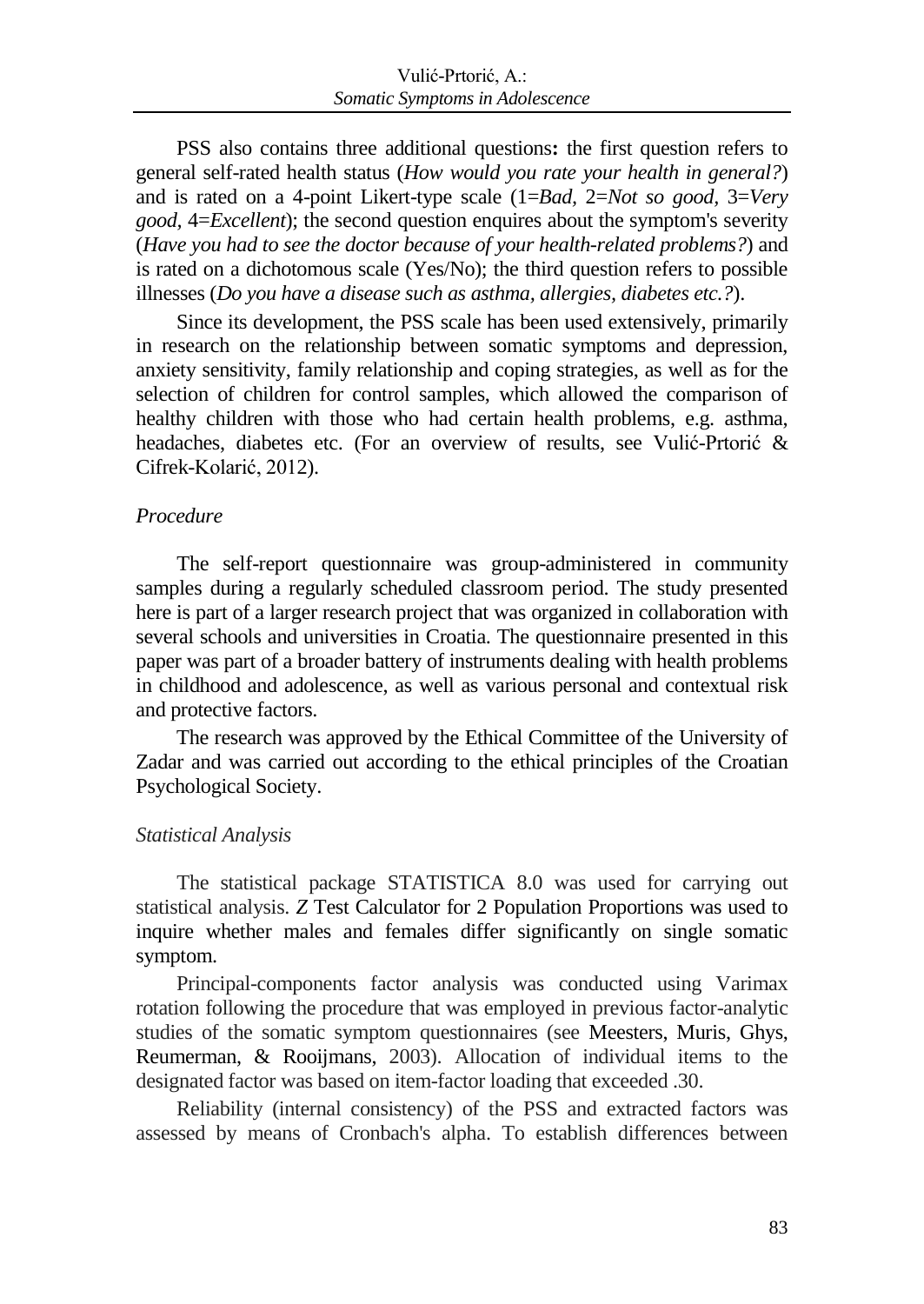PSS also contains three additional questions**:** the first question refers to general self-rated health status (*How would you rate your health in general?*) and is rated on a 4-point Likert-type scale (1=*Bad*, 2=*Not so good*, 3=*Very good*, 4=*Excellent*); the second question enquires about the symptom's severity (*Have you had to see the doctor because of your health-related problems?*) and is rated on a dichotomous scale (Yes/No); the third question refers to possible illnesses (*Do you have a disease such as asthma, allergies, diabetes etc.?*).

Since its development, the PSS scale has been used extensively, primarily in research on the relationship between somatic symptoms and depression, anxiety sensitivity, family relationship and coping strategies, as well as for the selection of children for control samples, which allowed the comparison of healthy children with those who had certain health problems, e.g. asthma, headaches, diabetes etc. (For an overview of results, see Vulić-Prtorić & Cifrek-Kolarić, 2012).

### *Procedure*

The self-report questionnaire was group-administered in community samples during a regularly scheduled classroom period. The study presented here is part of a larger research project that was organized in collaboration with several schools and universities in Croatia. The questionnaire presented in this paper was part of a broader battery of instruments dealing with health problems in childhood and adolescence, as well as various personal and contextual risk and protective factors.

The research was approved by the Ethical Committee of the University of Zadar and was carried out according to the ethical principles of the Croatian Psychological Society.

### *Statistical Analysis*

The statistical package STATISTICA 8.0 was used for carrying out statistical analysis. *Z* Test Calculator for 2 Population Proportions was used to inquire whether males and females differ significantly on single somatic symptom.

Principal-components factor analysis was conducted using Varimax rotation following the procedure that was employed in previous factor-analytic studies of the somatic symptom questionnaires (see Meesters, Muris, Ghys, Reumerman, & Rooijmans, 2003). Allocation of individual items to the designated factor was based on item-factor loading that exceeded .30.

Reliability (internal consistency) of the PSS and extracted factors was assessed by means of Cronbach's alpha. To establish differences between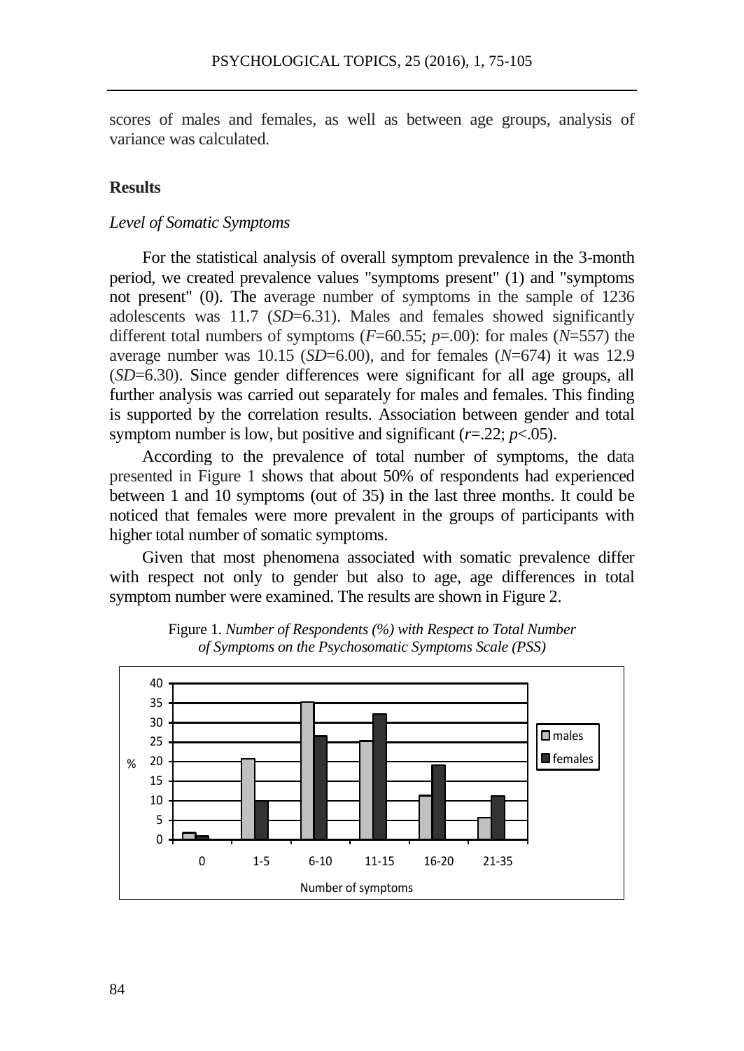scores of males and females, as well as between age groups, analysis of variance was calculated.

## Results

### *Level of Somatic Symptoms*

For the statistical analysis of overall symptom prevalence in the 3-month period, we created prevalence values "symptoms present" (1) and "symptoms not present" (0). The average number of symptoms in the sample of 1236 adolescents was 11.7 (*SD*=6.31). Males and females showed significantly different total numbers of symptoms ($F$=60.55; $p$=.00): for males ($N$=557) the average number was 10.15 (*SD*=6.00), and for females ($N$=674) it was 12.9 (*SD*=6.30). Since gender differences were significant for all age groups, all further analysis was carried out separately for males and females. This finding is supported by the correlation results. Association between gender and total symptom number is low, but positive and significant ($r$=.22; $p$<.05).

According to the prevalence of total number of symptoms, the data presented in Figure 1 shows that about 50% of respondents had experienced between 1 and 10 symptoms (out of 35) in the last three months. It could be noticed that females were more prevalent in the groups of participants with higher total number of somatic symptoms.

Given that most phenomena associated with somatic prevalence differ with respect not only to gender but also to age, age differences in total symptom number were examined. The results are shown in Figure 2.

Figure 1. *Number of Respondents (%) with Respect to Total Number of Symptoms on the Psychosomatic Symptoms Scale (PSS)*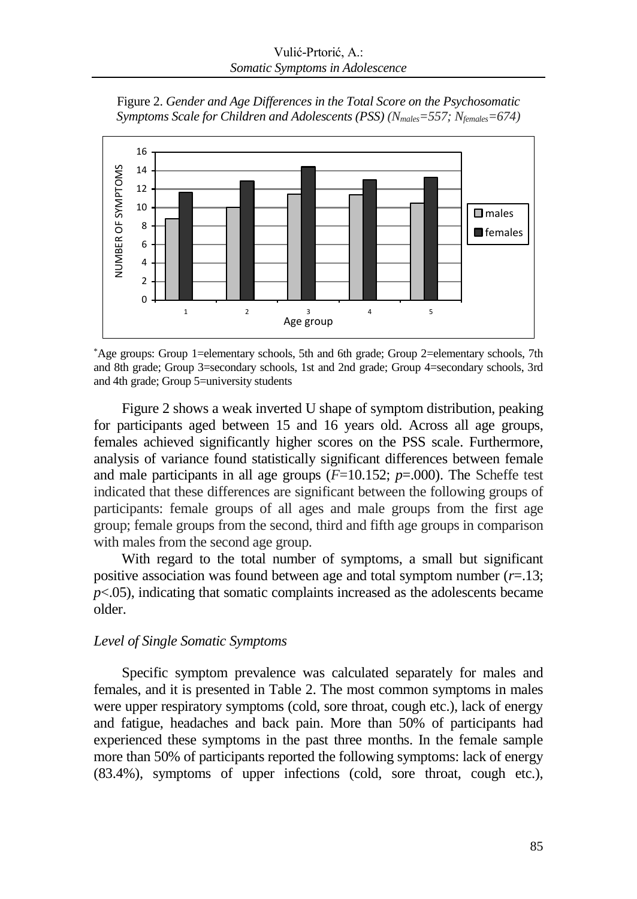Figure 2. *Gender and Age Differences in the Total Score on the Psychosomatic Symptoms Scale for Children and Adolescents (PSS) ($N_{males}$=557; $N_{females}$=674)*

[*]Age groups: Group 1=elementary schools, 5th and 6th grade; Group 2=elementary schools, 7th and 8th grade; Group 3=secondary schools, 1st and 2nd grade; Group 4=secondary schools, 3rd and 4th grade; Group 5=university students

Figure 2 shows a weak inverted U shape of symptom distribution, peaking for participants aged between 15 and 16 years old. Across all age groups, females achieved significantly higher scores on the PSS scale. Furthermore, analysis of variance found statistically significant differences between female and male participants in all age groups ($F$=10.152; $p$=.000). The Scheffe test indicated that these differences are significant between the following groups of participants: female groups of all ages and male groups from the first age group; female groups from the second, third and fifth age groups in comparison with males from the second age group.

With regard to the total number of symptoms, a small but significant positive association was found between age and total symptom number ($r$=.13; $p$<.05), indicating that somatic complaints increased as the adolescents became older.

### *Level of Single Somatic Symptoms*

Specific symptom prevalence was calculated separately for males and females, and it is presented in Table 2. The most common symptoms in males were upper respiratory symptoms (cold, sore throat, cough etc.), lack of energy and fatigue, headaches and back pain. More than 50% of participants had experienced these symptoms in the past three months. In the female sample more than 50% of participants reported the following symptoms: lack of energy (83.4%), symptoms of upper infections (cold, sore throat, cough etc.),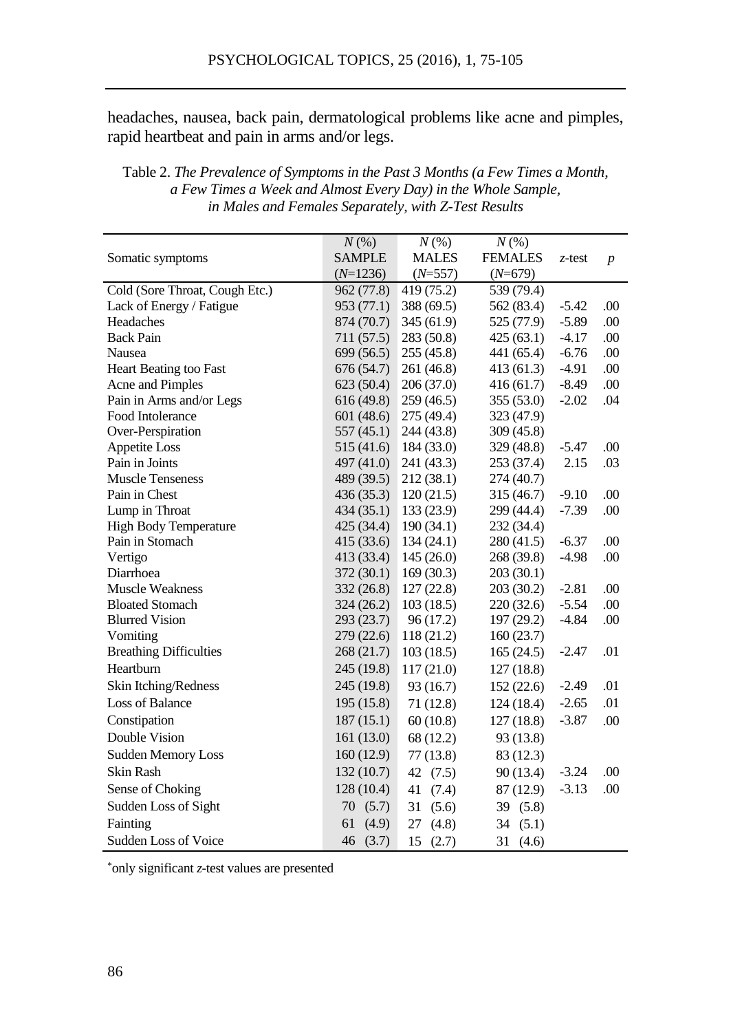headaches, nausea, back pain, dermatological problems like acne and pimples, rapid heartbeat and pain in arms and/or legs.

Table 2. *The Prevalence of Symptoms in the Past 3 Months (a Few Times a Month, a Few Times a Week and Almost Every Day) in the Whole Sample, in Males and Females Separately, with Z-Test Results*

| Somatic symptoms | *N* (%) SAMPLE (*N*=1236) | *N* (%) MALES (*N*=557) | *N* (%) FEMALES (*N*=679) | *z*-test | *p* |
|---|---|---|---|---|---|
| Cold (Sore Throat, Cough Etc.) | 962 (77.8) | 419 (75.2) | 539 (79.4) | | |
| Lack of Energy / Fatigue | 953 (77.1) | 388 (69.5) | 562 (83.4) | -5.42 | .00 |
| Headaches | 874 (70.7) | 345 (61.9) | 525 (77.9) | -5.89 | .00 |
| Back Pain | 711 (57.5) | 283 (50.8) | 425 (63.1) | -4.17 | .00 |
| Nausea | 699 (56.5) | 255 (45.8) | 441 (65.4) | -6.76 | .00 |
| Heart Beating too Fast | 676 (54.7) | 261 (46.8) | 413 (61.3) | -4.91 | .00 |
| Acne and Pimples | 623 (50.4) | 206 (37.0) | 416 (61.7) | -8.49 | .00 |
| Pain in Arms and/or Legs | 616 (49.8) | 259 (46.5) | 355 (53.0) | -2.02 | .04 |
| Food Intolerance | 601 (48.6) | 275 (49.4) | 323 (47.9) | | |
| Over-Perspiration | 557 (45.1) | 244 (43.8) | 309 (45.8) | | |
| Appetite Loss | 515 (41.6) | 184 (33.0) | 329 (48.8) | -5.47 | .00 |
| Pain in Joints | 497 (41.0) | 241 (43.3) | 253 (37.4) | 2.15 | .03 |
| Muscle Tenseness | 489 (39.5) | 212 (38.1) | 274 (40.7) | | |
| Pain in Chest | 436 (35.3) | 120 (21.5) | 315 (46.7) | -9.10 | .00 |
| Lump in Throat | 434 (35.1) | 133 (23.9) | 299 (44.4) | -7.39 | .00 |
| High Body Temperature | 425 (34.4) | 190 (34.1) | 232 (34.4) | | |
| Pain in Stomach | 415 (33.6) | 134 (24.1) | 280 (41.5) | -6.37 | .00 |
| Vertigo | 413 (33.4) | 145 (26.0) | 268 (39.8) | -4.98 | .00 |
| Diarrhoea | 372 (30.1) | 169 (30.3) | 203 (30.1) | | |
| Muscle Weakness | 332 (26.8) | 127 (22.8) | 203 (30.2) | -2.81 | .00 |
| Bloated Stomach | 324 (26.2) | 103 (18.5) | 220 (32.6) | -5.54 | .00 |
| Blurred Vision | 293 (23.7) | 96 (17.2) | 197 (29.2) | -4.84 | .00 |
| Vomiting | 279 (22.6) | 118 (21.2) | 160 (23.7) | | |
| Breathing Difficulties | 268 (21.7) | 103 (18.5) | 165 (24.5) | -2.47 | .01 |
| Heartburn | 245 (19.8) | 117 (21.0) | 127 (18.8) | | |
| Skin Itching/Redness | 245 (19.8) | 93 (16.7) | 152 (22.6) | -2.49 | .01 |
| Loss of Balance | 195 (15.8) | 71 (12.8) | 124 (18.4) | -2.65 | .01 |
| Constipation | 187 (15.1) | 60 (10.8) | 127 (18.8) | -3.87 | .00 |
| Double Vision | 161 (13.0) | 68 (12.2) | 93 (13.8) | | |
| Sudden Memory Loss | 160 (12.9) | 77 (13.8) | 83 (12.3) | | |
| Skin Rash | 132 (10.7) | 42 (7.5) | 90 (13.4) | -3.24 | .00 |
| Sense of Choking | 128 (10.4) | 41 (7.4) | 87 (12.9) | -3.13 | .00 |
| Sudden Loss of Sight | 70 (5.7) | 31 (5.6) | 39 (5.8) | | |
| Fainting | 61 (4.9) | 27 (4.8) | 34 (5.1) | | |
| Sudden Loss of Voice | 46 (3.7) | 15 (2.7) | 31 (4.6) | | |

*only significant *z*-test values are presented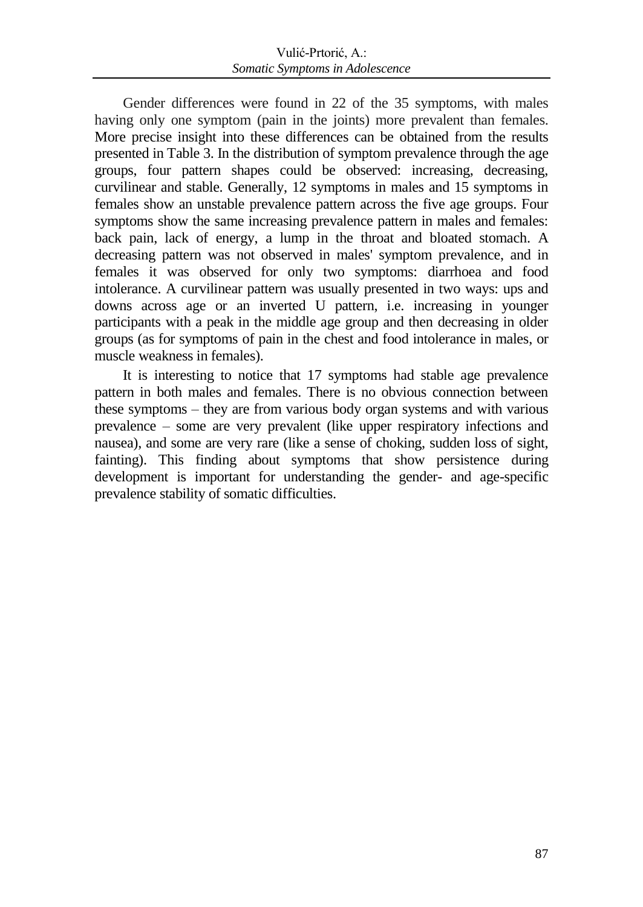Gender differences were found in 22 of the 35 symptoms, with males having only one symptom (pain in the joints) more prevalent than females. More precise insight into these differences can be obtained from the results presented in Table 3. In the distribution of symptom prevalence through the age groups, four pattern shapes could be observed: increasing, decreasing, curvilinear and stable. Generally, 12 symptoms in males and 15 symptoms in females show an unstable prevalence pattern across the five age groups. Four symptoms show the same increasing prevalence pattern in males and females: back pain, lack of energy, a lump in the throat and bloated stomach. A decreasing pattern was not observed in males' symptom prevalence, and in females it was observed for only two symptoms: diarrhoea and food intolerance. A curvilinear pattern was usually presented in two ways: ups and downs across age or an inverted U pattern, i.e. increasing in younger participants with a peak in the middle age group and then decreasing in older groups (as for symptoms of pain in the chest and food intolerance in males, or muscle weakness in females).

It is interesting to notice that 17 symptoms had stable age prevalence pattern in both males and females. There is no obvious connection between these symptoms – they are from various body organ systems and with various prevalence – some are very prevalent (like upper respiratory infections and nausea), and some are very rare (like a sense of choking, sudden loss of sight, fainting). This finding about symptoms that show persistence during development is important for understanding the gender- and age-specific prevalence stability of somatic difficulties.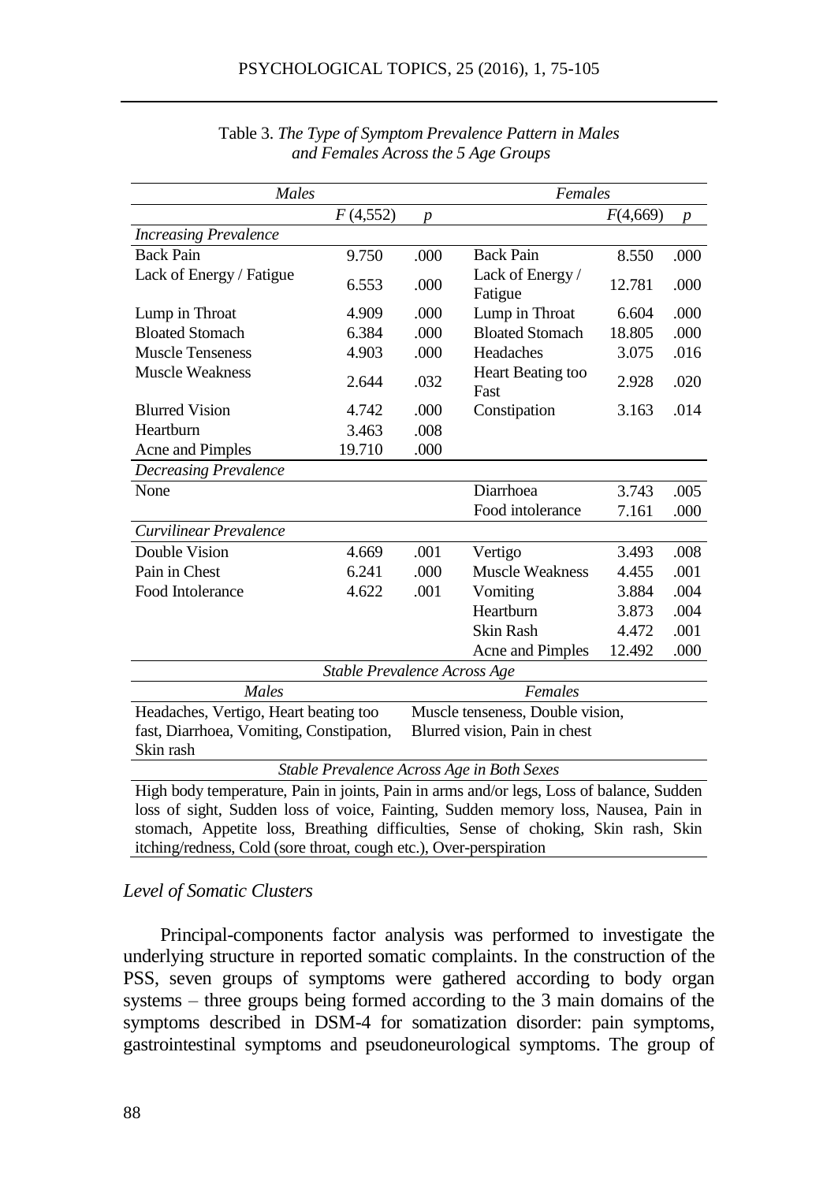Table 3. *The Type of Symptom Prevalence Pattern in Males and Females Across the 5 Age Groups*

| *Males* | | | *Females* | | |
|---|---|---|---|---|---|
| | $F$ (4,552) | $p$ | | $F$(4,669) | $p$ |
| *Increasing Prevalence* | | | | | |
| Back Pain | 9.750 | .000 | Back Pain | 8.550 | .000 |
| Lack of Energy / Fatigue | 6.553 | .000 | Lack of Energy / Fatigue | 12.781 | .000 |
| Lump in Throat | 4.909 | .000 | Lump in Throat | 6.604 | .000 |
| Bloated Stomach | 6.384 | .000 | Bloated Stomach | 18.805 | .000 |
| Muscle Tenseness | 4.903 | .000 | Headaches | 3.075 | .016 |
| Muscle Weakness | 2.644 | .032 | Heart Beating too Fast | 2.928 | .020 |
| Blurred Vision | 4.742 | .000 | Constipation | 3.163 | .014 |
| Heartburn | 3.463 | .008 | | | |
| Acne and Pimples | 19.710 | .000 | | | |
| *Decreasing Prevalence* | | | | | |
| None | | | Diarrhoea | 3.743 | .005 |
| | | | Food intolerance | 7.161 | .000 |
| *Curvilinear Prevalence* | | | | | |
| Double Vision | 4.669 | .001 | Vertigo | 3.493 | .008 |
| Pain in Chest | 6.241 | .000 | Muscle Weakness | 4.455 | .001 |
| Food Intolerance | 4.622 | .001 | Vomiting | 3.884 | .004 |
| | | | Heartburn | 3.873 | .004 |
| | | | Skin Rash | 4.472 | .001 |
| | | | Acne and Pimples | 12.492 | .000 |
| *Stable Prevalence Across Age* | | | | | |
| *Males* | | | *Females* | | |
| Headaches, Vertigo, Heart beating too fast, Diarrhoea, Vomiting, Constipation, Skin rash | | | Muscle tenseness, Double vision, Blurred vision, Pain in chest | | |
| *Stable Prevalence Across Age in Both Sexes* | | | | | |
| High body temperature, Pain in joints, Pain in arms and/or legs, Loss of balance, Sudden loss of sight, Sudden loss of voice, Fainting, Sudden memory loss, Nausea, Pain in stomach, Appetite loss, Breathing difficulties, Sense of choking, Skin rash, Skin itching/redness, Cold (sore throat, cough etc.), Over-perspiration | | | | | |

### *Level of Somatic Clusters*

Principal-components factor analysis was performed to investigate the underlying structure in reported somatic complaints. In the construction of the PSS, seven groups of symptoms were gathered according to body organ systems – three groups being formed according to the 3 main domains of the symptoms described in DSM-4 for somatization disorder: pain symptoms, gastrointestinal symptoms and pseudoneurological symptoms. The group of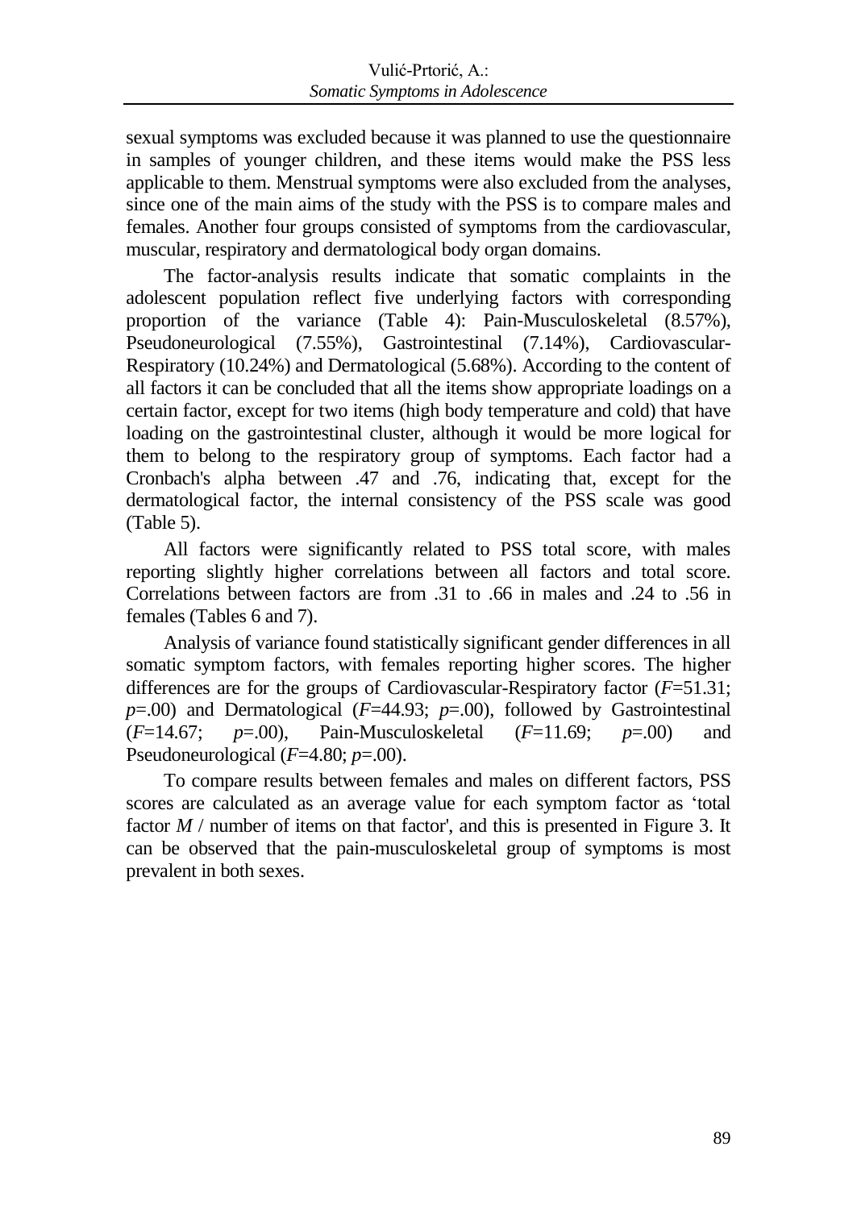sexual symptoms was excluded because it was planned to use the questionnaire in samples of younger children, and these items would make the PSS less applicable to them. Menstrual symptoms were also excluded from the analyses, since one of the main aims of the study with the PSS is to compare males and females. Another four groups consisted of symptoms from the cardiovascular, muscular, respiratory and dermatological body organ domains.

The factor-analysis results indicate that somatic complaints in the adolescent population reflect five underlying factors with corresponding proportion of the variance (Table 4): Pain-Musculoskeletal (8.57%), Pseudoneurological (7.55%), Gastrointestinal (7.14%), Cardiovascular-Respiratory (10.24%) and Dermatological (5.68%). According to the content of all factors it can be concluded that all the items show appropriate loadings on a certain factor, except for two items (high body temperature and cold) that have loading on the gastrointestinal cluster, although it would be more logical for them to belong to the respiratory group of symptoms. Each factor had a Cronbach's alpha between .47 and .76, indicating that, except for the dermatological factor, the internal consistency of the PSS scale was good (Table 5).

All factors were significantly related to PSS total score, with males reporting slightly higher correlations between all factors and total score. Correlations between factors are from .31 to .66 in males and .24 to .56 in females (Tables 6 and 7).

Analysis of variance found statistically significant gender differences in all somatic symptom factors, with females reporting higher scores. The higher differences are for the groups of Cardiovascular-Respiratory factor ($F$=51.31; $p$=.00) and Dermatological ($F$=44.93; $p$=.00), followed by Gastrointestinal ($F$=14.67; $p$=.00), Pain-Musculoskeletal ($F$=11.69; $p$=.00) and Pseudoneurological ($F$=4.80; $p$=.00).

To compare results between females and males on different factors, PSS scores are calculated as an average value for each symptom factor as 'total factor $M$ / number of items on that factor', and this is presented in Figure 3. It can be observed that the pain-musculoskeletal group of symptoms is most prevalent in both sexes.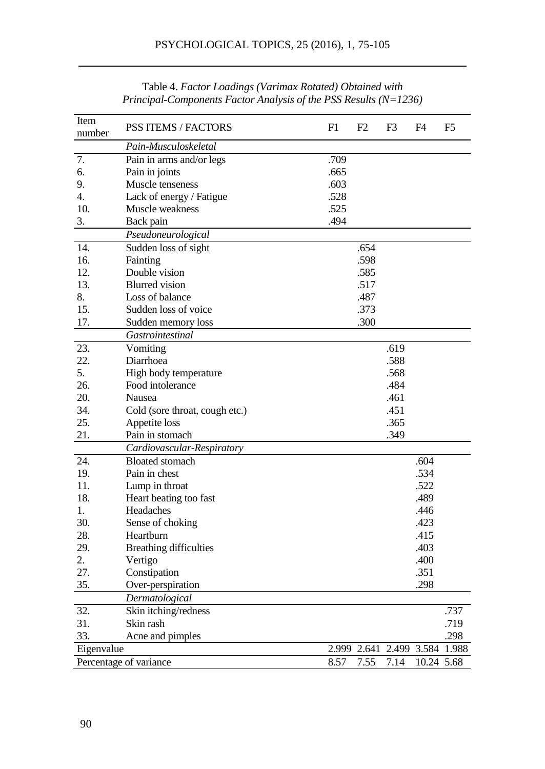Table 4. *Factor Loadings (Varimax Rotated) Obtained with Principal-Components Factor Analysis of the PSS Results (N=1236)*

| Item number | PSS ITEMS / FACTORS | F1 | F2 | F3 | F4 | F5 |
|---|---|---|---|---|---|---|
| | *Pain-Musculoskeletal* | | | | | |
| 7. | Pain in arms and/or legs | .709 | | | | |
| 6. | Pain in joints | .665 | | | | |
| 9. | Muscle tenseness | .603 | | | | |
| 4. | Lack of energy / Fatigue | .528 | | | | |
| 10. | Muscle weakness | .525 | | | | |
| 3. | Back pain | .494 | | | | |
| | *Pseudoneurological* | | | | | |
| 14. | Sudden loss of sight | | .654 | | | |
| 16. | Fainting | | .598 | | | |
| 12. | Double vision | | .585 | | | |
| 13. | Blurred vision | | .517 | | | |
| 8. | Loss of balance | | .487 | | | |
| 15. | Sudden loss of voice | | .373 | | | |
| 17. | Sudden memory loss | | .300 | | | |
| | *Gastrointestinal* | | | | | |
| 23. | Vomiting | | | .619 | | |
| 22. | Diarrhoea | | | .588 | | |
| 5. | High body temperature | | | .568 | | |
| 26. | Food intolerance | | | .484 | | |
| 20. | Nausea | | | .461 | | |
| 34. | Cold (sore throat, cough etc.) | | | .451 | | |
| 25. | Appetite loss | | | .365 | | |
| 21. | Pain in stomach | | | .349 | | |
| | *Cardiovascular-Respiratory* | | | | | |
| 24. | Bloated stomach | | | | .604 | |
| 19. | Pain in chest | | | | .534 | |
| 11. | Lump in throat | | | | .522 | |
| 18. | Heart beating too fast | | | | .489 | |
| 1. | Headaches | | | | .446 | |
| 30. | Sense of choking | | | | .423 | |
| 28. | Heartburn | | | | .415 | |
| 29. | Breathing difficulties | | | | .403 | |
| 2. | Vertigo | | | | .400 | |
| 27. | Constipation | | | | .351 | |
| 35. | Over-perspiration | | | | .298 | |
| | *Dermatological* | | | | | |
| 32. | Skin itching/redness | | | | | .737 |
| 31. | Skin rash | | | | | .719 |
| 33. | Acne and pimples | | | | | .298 |
| Eigenvalue | | 2.999 | 2.641 | 2.499 | 3.584 | 1.988 |
| Percentage of variance | | 8.57 | 7.55 | 7.14 | 10.24 | 5.68 |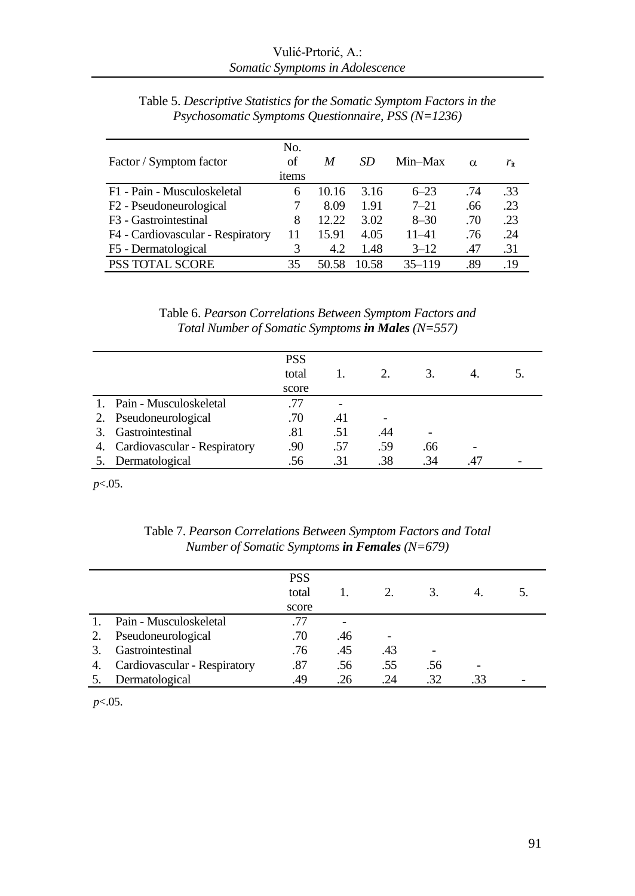Table 5. *Descriptive Statistics for the Somatic Symptom Factors in the Psychosomatic Symptoms Questionnaire, PSS (N=1236)*

| Factor / Symptom factor | No. of items | *M* | *SD* | Min–Max | α | $r_{it}$ |
|---|---|---|---|---|---|---|
| F1 - Pain - Musculoskeletal | 6 | 10.16 | 3.16 | 6–23 | .74 | .33 |
| F2 - Pseudoneurological | 7 | 8.09 | 1.91 | 7–21 | .66 | .23 |
| F3 - Gastrointestinal | 8 | 12.22 | 3.02 | 8–30 | .70 | .23 |
| F4 - Cardiovascular - Respiratory | 11 | 15.91 | 4.05 | 11–41 | .76 | .24 |
| F5 - Dermatological | 3 | 4.2 | 1.48 | 3–12 | .47 | .31 |
| PSS TOTAL SCORE | 35 | 50.58 | 10.58 | 35–119 | .89 | .19 |

Table 6. *Pearson Correlations Between Symptom Factors and Total Number of Somatic Symptoms* ***in Males*** *(N=557)*

| | PSS total score | 1. | 2. | 3. | 4. | 5. |
|---|---|---|---|---|---|---|
| 1. Pain - Musculoskeletal | .77 | - | | | | |
| 2. Pseudoneurological | .70 | .41 | - | | | |
| 3. Gastrointestinal | .81 | .51 | .44 | - | | |
| 4. Cardiovascular - Respiratory | .90 | .57 | .59 | .66 | - | |
| 5. Dermatological | .56 | .31 | .38 | .34 | .47 | - |

$p<.05$.

Table 7. *Pearson Correlations Between Symptom Factors and Total Number of Somatic Symptoms* ***in Females*** *(N=679)*

| | PSS total score | 1. | 2. | 3. | 4. | 5. |
|---|---|---|---|---|---|---|
| 1. Pain - Musculoskeletal | .77 | - | | | | |
| 2. Pseudoneurological | .70 | .46 | - | | | |
| 3. Gastrointestinal | .76 | .45 | .43 | - | | |
| 4. Cardiovascular - Respiratory | .87 | .56 | .55 | .56 | - | |
| 5. Dermatological | .49 | .26 | .24 | .32 | .33 | - |

$p<.05$.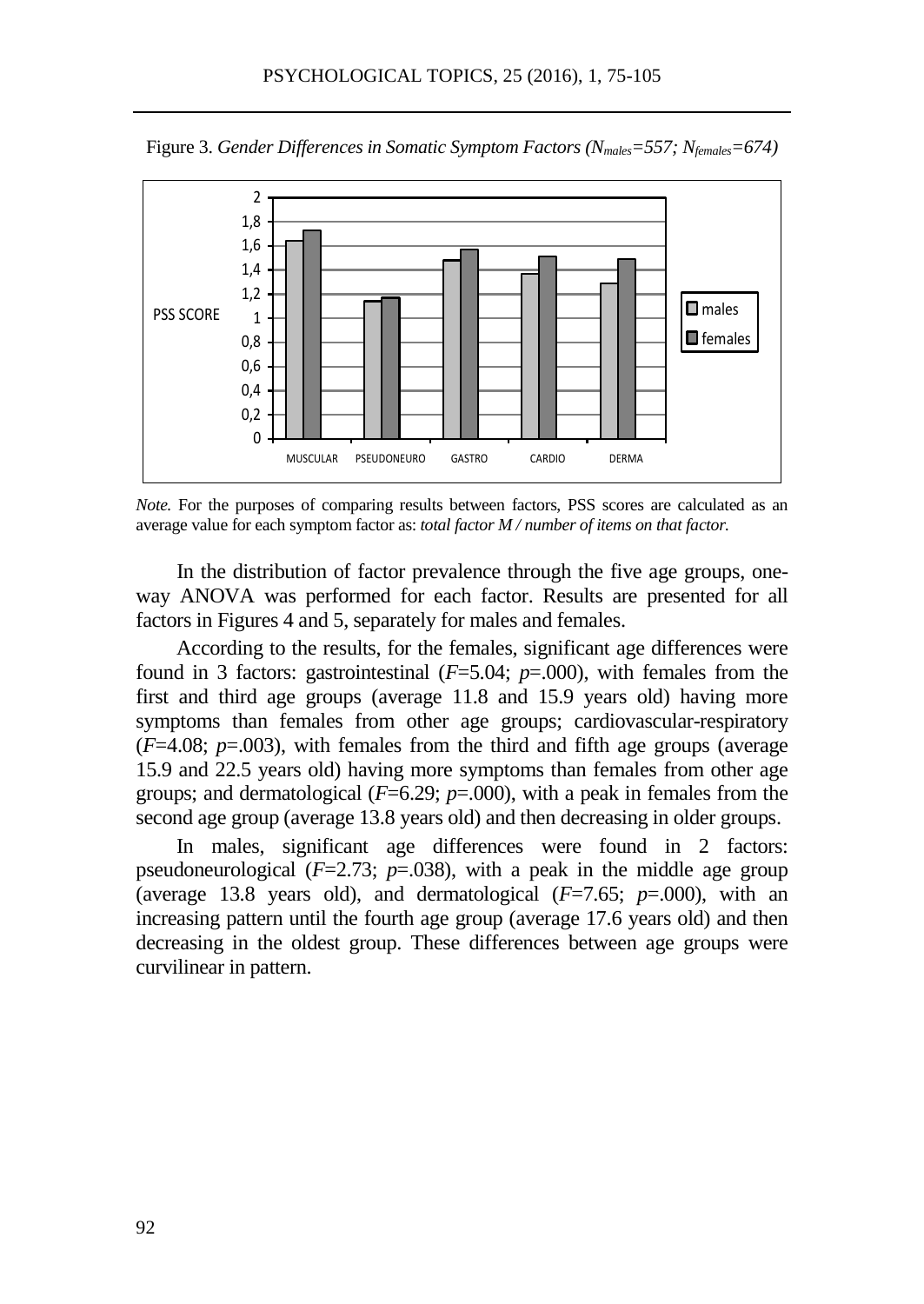Figure 3. *Gender Differences in Somatic Symptom Factors ($N_{males}$=557; $N_{females}$=674)*

*Note.* For the purposes of comparing results between factors, PSS scores are calculated as an average value for each symptom factor as: *total factor M / number of items on that factor.*

In the distribution of factor prevalence through the five age groups, one-way ANOVA was performed for each factor. Results are presented for all factors in Figures 4 and 5, separately for males and females.

According to the results, for the females, significant age differences were found in 3 factors: gastrointestinal ($F$=5.04; $p$=.000), with females from the first and third age groups (average 11.8 and 15.9 years old) having more symptoms than females from other age groups; cardiovascular-respiratory ($F$=4.08; $p$=.003), with females from the third and fifth age groups (average 15.9 and 22.5 years old) having more symptoms than females from other age groups; and dermatological ($F$=6.29; $p$=.000), with a peak in females from the second age group (average 13.8 years old) and then decreasing in older groups.

In males, significant age differences were found in 2 factors: pseudoneurological ($F$=2.73; $p$=.038), with a peak in the middle age group (average 13.8 years old), and dermatological ($F$=7.65; $p$=.000), with an increasing pattern until the fourth age group (average 17.6 years old) and then decreasing in the oldest group. These differences between age groups were curvilinear in pattern.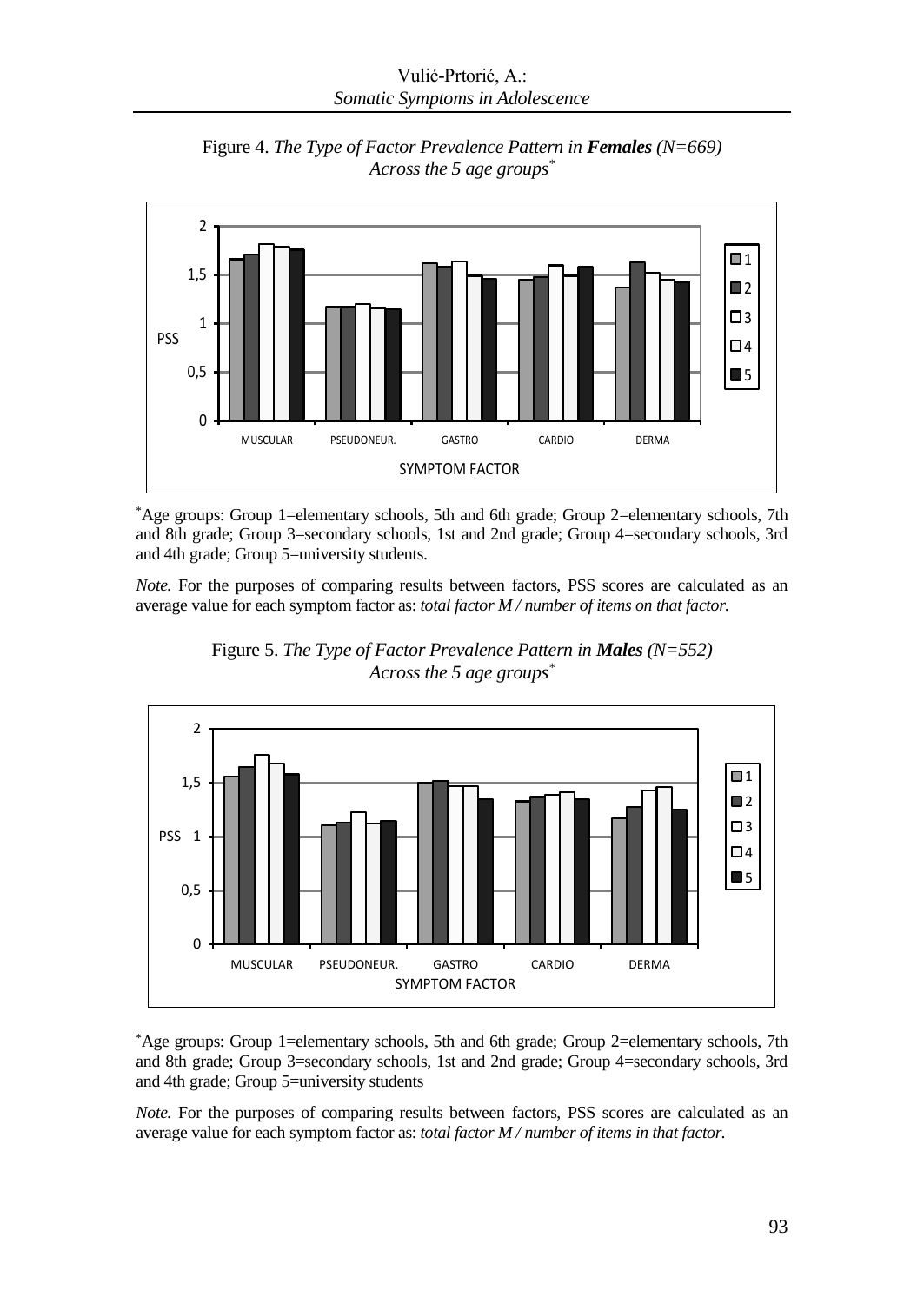Figure 4. *The Type of Factor Prevalence Pattern in **Females** (N=669) Across the 5 age groups**

*Age groups: Group 1=elementary schools, 5th and 6th grade; Group 2=elementary schools, 7th and 8th grade; Group 3=secondary schools, 1st and 2nd grade; Group 4=secondary schools, 3rd and 4th grade; Group 5=university students.

*Note.* For the purposes of comparing results between factors, PSS scores are calculated as an average value for each symptom factor as: *total factor M / number of items on that factor.*

Figure 5. *The Type of Factor Prevalence Pattern in **Males** (N=552) Across the 5 age groups**

*Age groups: Group 1=elementary schools, 5th and 6th grade; Group 2=elementary schools, 7th and 8th grade; Group 3=secondary schools, 1st and 2nd grade; Group 4=secondary schools, 3rd and 4th grade; Group 5=university students

*Note.* For the purposes of comparing results between factors, PSS scores are calculated as an average value for each symptom factor as: *total factor M / number of items in that factor.*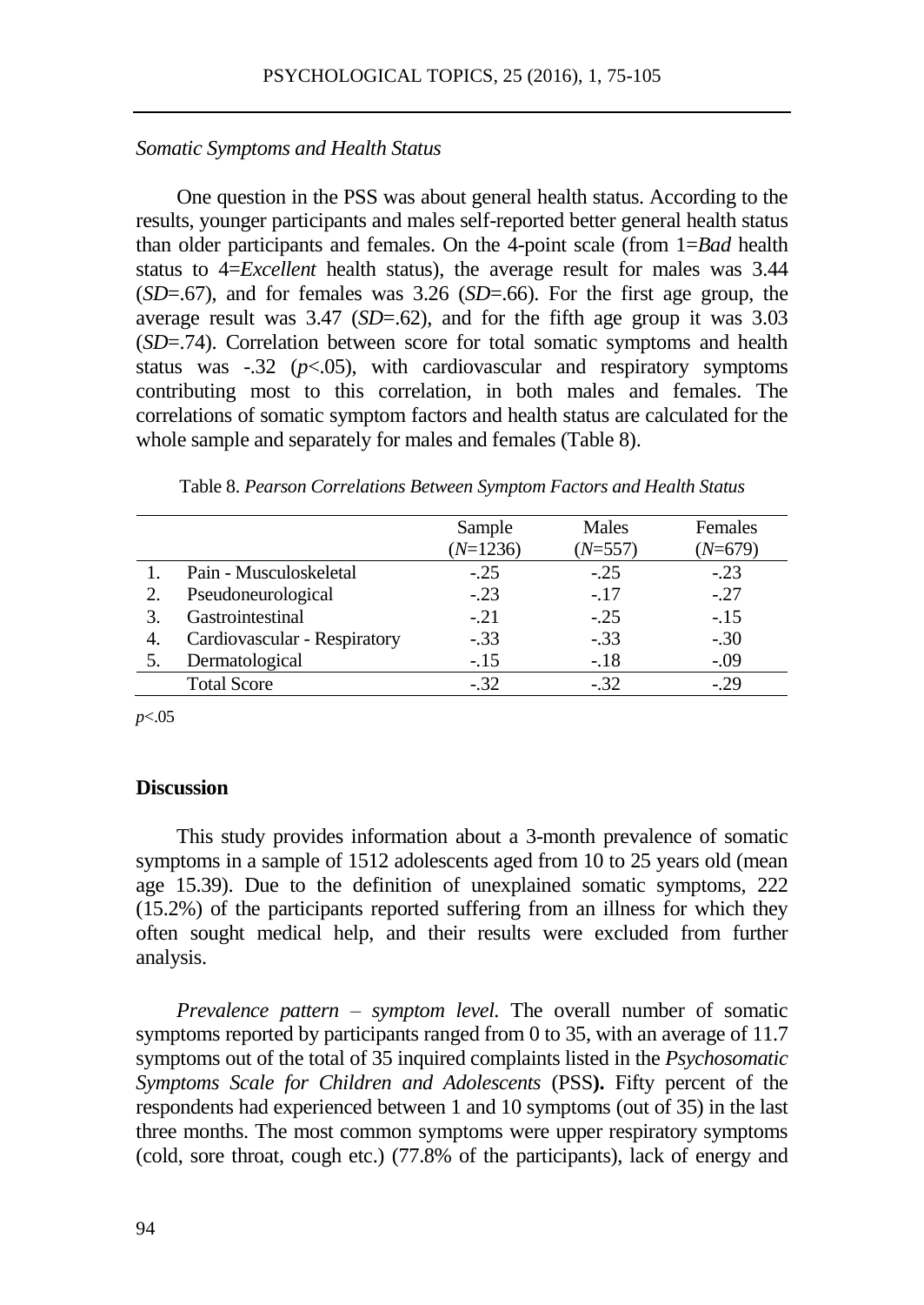*Somatic Symptoms and Health Status*

One question in the PSS was about general health status. According to the results, younger participants and males self-reported better general health status than older participants and females. On the 4-point scale (from 1=*Bad* health status to 4=*Excellent* health status), the average result for males was 3.44 (*SD*=.67), and for females was 3.26 (*SD*=.66). For the first age group, the average result was 3.47 (*SD*=.62), and for the fifth age group it was 3.03 (*SD*=.74). Correlation between score for total somatic symptoms and health status was -.32 ($p<.05$), with cardiovascular and respiratory symptoms contributing most to this correlation, in both males and females. The correlations of somatic symptom factors and health status are calculated for the whole sample and separately for males and females (Table 8).

Table 8. *Pearson Correlations Between Symptom Factors and Health Status*

| | | Sample (*N*=1236) | Males (*N*=557) | Females (*N*=679) |
|---|---|---|---|---|
| 1. | Pain - Musculoskeletal | -.25 | -.25 | -.23 |
| 2. | Pseudoneurological | -.23 | -.17 | -.27 |
| 3. | Gastrointestinal | -.21 | -.25 | -.15 |
| 4. | Cardiovascular - Respiratory | -.33 | -.33 | -.30 |
| 5. | Dermatological | -.15 | -.18 | -.09 |
| | Total Score | -.32 | -.32 | -.29 |

$p<.05$

## Discussion

This study provides information about a 3-month prevalence of somatic symptoms in a sample of 1512 adolescents aged from 10 to 25 years old (mean age 15.39). Due to the definition of unexplained somatic symptoms, 222 (15.2%) of the participants reported suffering from an illness for which they often sought medical help, and their results were excluded from further analysis.

*Prevalence pattern – symptom level.* The overall number of somatic symptoms reported by participants ranged from 0 to 35, with an average of 11.7 symptoms out of the total of 35 inquired complaints listed in the *Psychosomatic Symptoms Scale for Children and Adolescents* (PSS**).** Fifty percent of the respondents had experienced between 1 and 10 symptoms (out of 35) in the last three months. The most common symptoms were upper respiratory symptoms (cold, sore throat, cough etc.) (77.8% of the participants), lack of energy and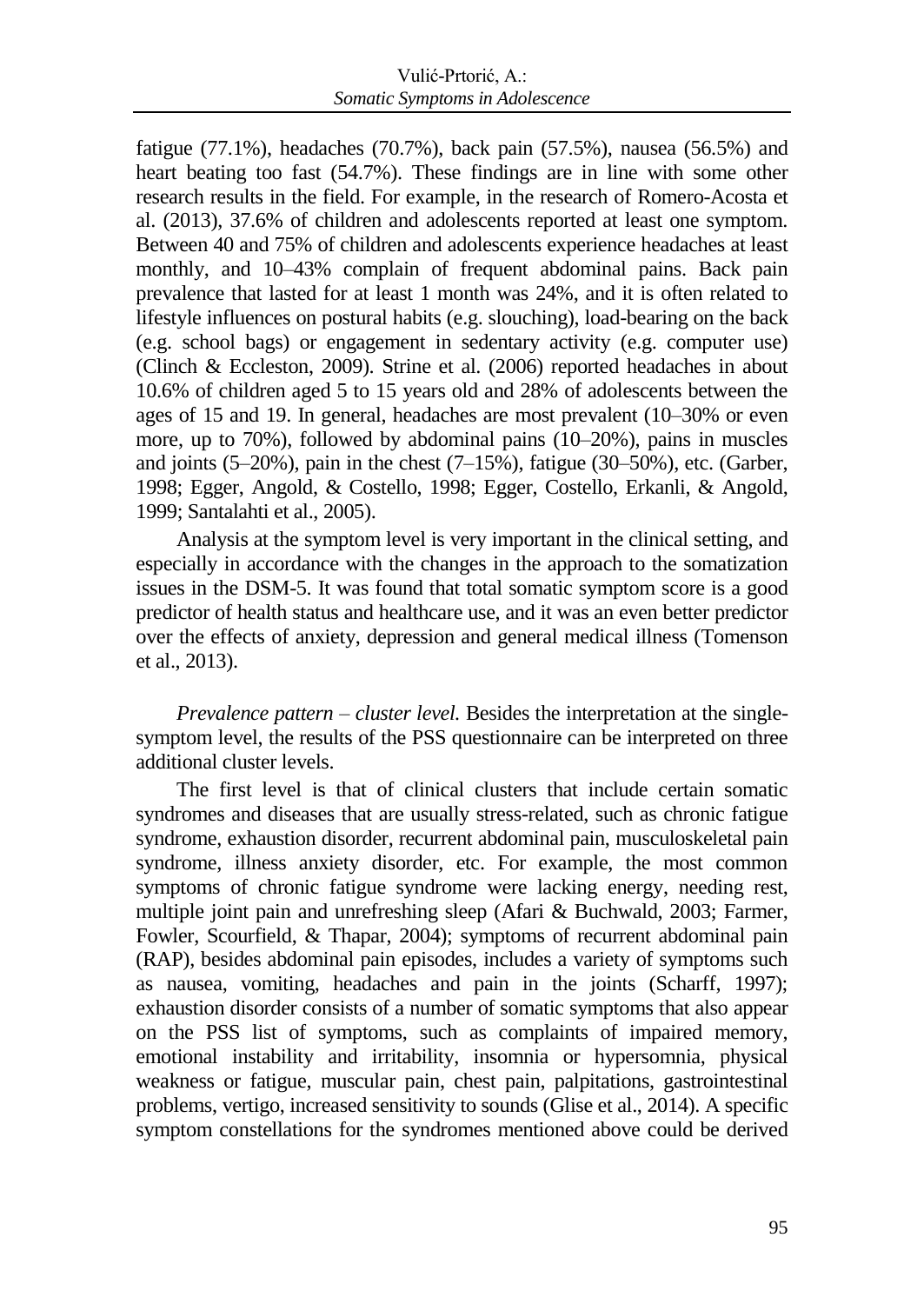fatigue (77.1%), headaches (70.7%), back pain (57.5%), nausea (56.5%) and heart beating too fast (54.7%). These findings are in line with some other research results in the field. For example, in the research of Romero-Acosta et al. (2013), 37.6% of children and adolescents reported at least one symptom. Between 40 and 75% of children and adolescents experience headaches at least monthly, and 10–43% complain of frequent abdominal pains. Back pain prevalence that lasted for at least 1 month was 24%, and it is often related to lifestyle influences on postural habits (e.g. slouching), load-bearing on the back (e.g. school bags) or engagement in sedentary activity (e.g. computer use) (Clinch & Eccleston, 2009). Strine et al. (2006) reported headaches in about 10.6% of children aged 5 to 15 years old and 28% of adolescents between the ages of 15 and 19. In general, headaches are most prevalent (10–30% or even more, up to 70%), followed by abdominal pains (10–20%), pains in muscles and joints (5–20%), pain in the chest (7–15%), fatigue (30–50%), etc. (Garber, 1998; Egger, Angold, & Costello, 1998; Egger, Costello, Erkanli, & Angold, 1999; Santalahti et al., 2005).

Analysis at the symptom level is very important in the clinical setting, and especially in accordance with the changes in the approach to the somatization issues in the DSM-5. It was found that total somatic symptom score is a good predictor of health status and healthcare use, and it was an even better predictor over the effects of anxiety, depression and general medical illness (Tomenson et al., 2013).

*Prevalence pattern – cluster level.* Besides the interpretation at the single-symptom level, the results of the PSS questionnaire can be interpreted on three additional cluster levels.

The first level is that of clinical clusters that include certain somatic syndromes and diseases that are usually stress-related, such as chronic fatigue syndrome, exhaustion disorder, recurrent abdominal pain, musculoskeletal pain syndrome, illness anxiety disorder, etc. For example, the most common symptoms of chronic fatigue syndrome were lacking energy, needing rest, multiple joint pain and unrefreshing sleep (Afari & Buchwald, 2003; Farmer, Fowler, Scourfield, & Thapar, 2004); symptoms of recurrent abdominal pain (RAP), besides abdominal pain episodes, includes a variety of symptoms such as nausea, vomiting, headaches and pain in the joints (Scharff, 1997); exhaustion disorder consists of a number of somatic symptoms that also appear on the PSS list of symptoms, such as complaints of impaired memory, emotional instability and irritability, insomnia or hypersomnia, physical weakness or fatigue, muscular pain, chest pain, palpitations, gastrointestinal problems, vertigo, increased sensitivity to sounds (Glise et al., 2014). A specific symptom constellations for the syndromes mentioned above could be derived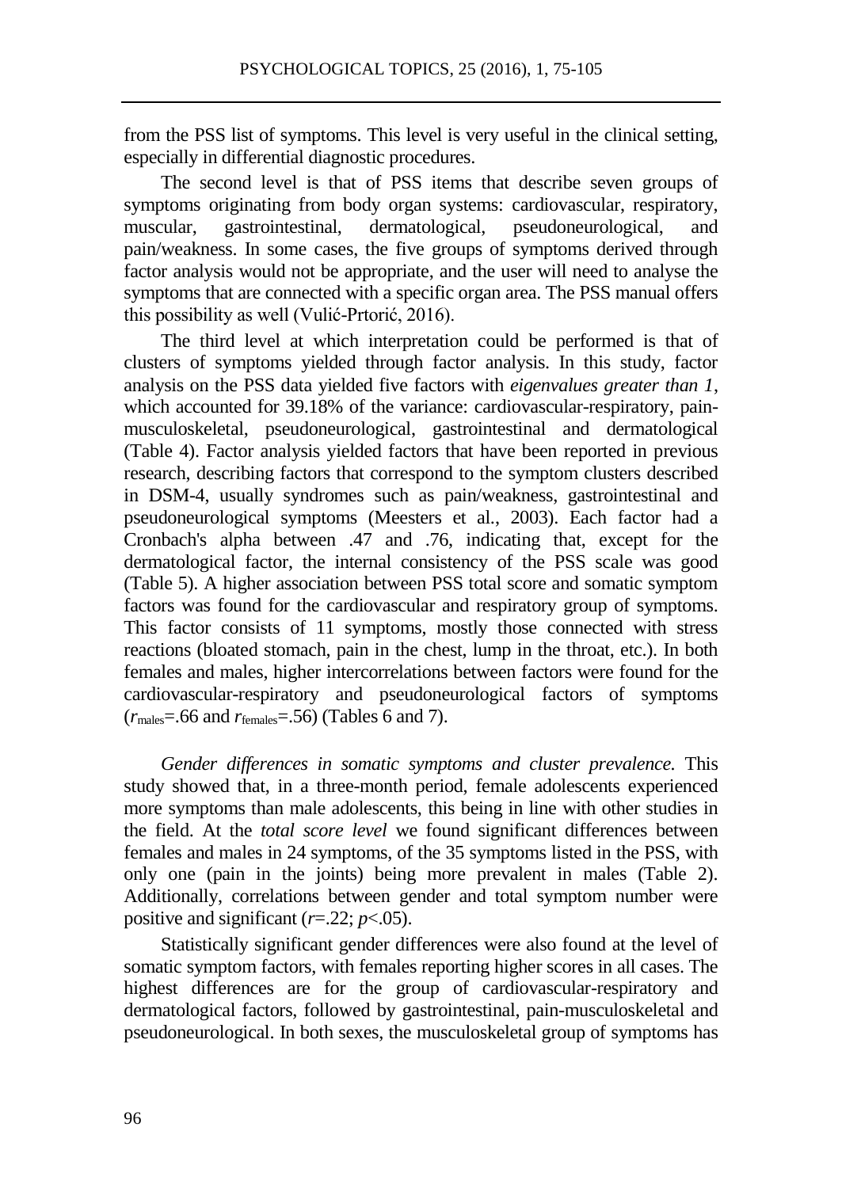from the PSS list of symptoms. This level is very useful in the clinical setting, especially in differential diagnostic procedures.

The second level is that of PSS items that describe seven groups of symptoms originating from body organ systems: cardiovascular, respiratory, muscular, gastrointestinal, dermatological, pseudoneurological, and pain/weakness. In some cases, the five groups of symptoms derived through factor analysis would not be appropriate, and the user will need to analyse the symptoms that are connected with a specific organ area. The PSS manual offers this possibility as well (Vulić-Prtorić, 2016).

The third level at which interpretation could be performed is that of clusters of symptoms yielded through factor analysis. In this study, factor analysis on the PSS data yielded five factors with *eigenvalues greater than 1*, which accounted for 39.18% of the variance: cardiovascular-respiratory, pain-musculoskeletal, pseudoneurological, gastrointestinal and dermatological (Table 4). Factor analysis yielded factors that have been reported in previous research, describing factors that correspond to the symptom clusters described in DSM-4, usually syndromes such as pain/weakness, gastrointestinal and pseudoneurological symptoms (Meesters et al., 2003). Each factor had a Cronbach's alpha between .47 and .76, indicating that, except for the dermatological factor, the internal consistency of the PSS scale was good (Table 5). A higher association between PSS total score and somatic symptom factors was found for the cardiovascular and respiratory group of symptoms. This factor consists of 11 symptoms, mostly those connected with stress reactions (bloated stomach, pain in the chest, lump in the throat, etc.). In both females and males, higher intercorrelations between factors were found for the cardiovascular-respiratory and pseudoneurological factors of symptoms ($r_{males}$=.66 and $r_{females}$=.56) (Tables 6 and 7).

*Gender differences in somatic symptoms and cluster prevalence.* This study showed that, in a three-month period, female adolescents experienced more symptoms than male adolescents, this being in line with other studies in the field. At the *total score level* we found significant differences between females and males in 24 symptoms, of the 35 symptoms listed in the PSS, with only one (pain in the joints) being more prevalent in males (Table 2). Additionally, correlations between gender and total symptom number were positive and significant ($r$=.22; $p$<.05).

Statistically significant gender differences were also found at the level of somatic symptom factors, with females reporting higher scores in all cases. The highest differences are for the group of cardiovascular-respiratory and dermatological factors, followed by gastrointestinal, pain-musculoskeletal and pseudoneurological. In both sexes, the musculoskeletal group of symptoms has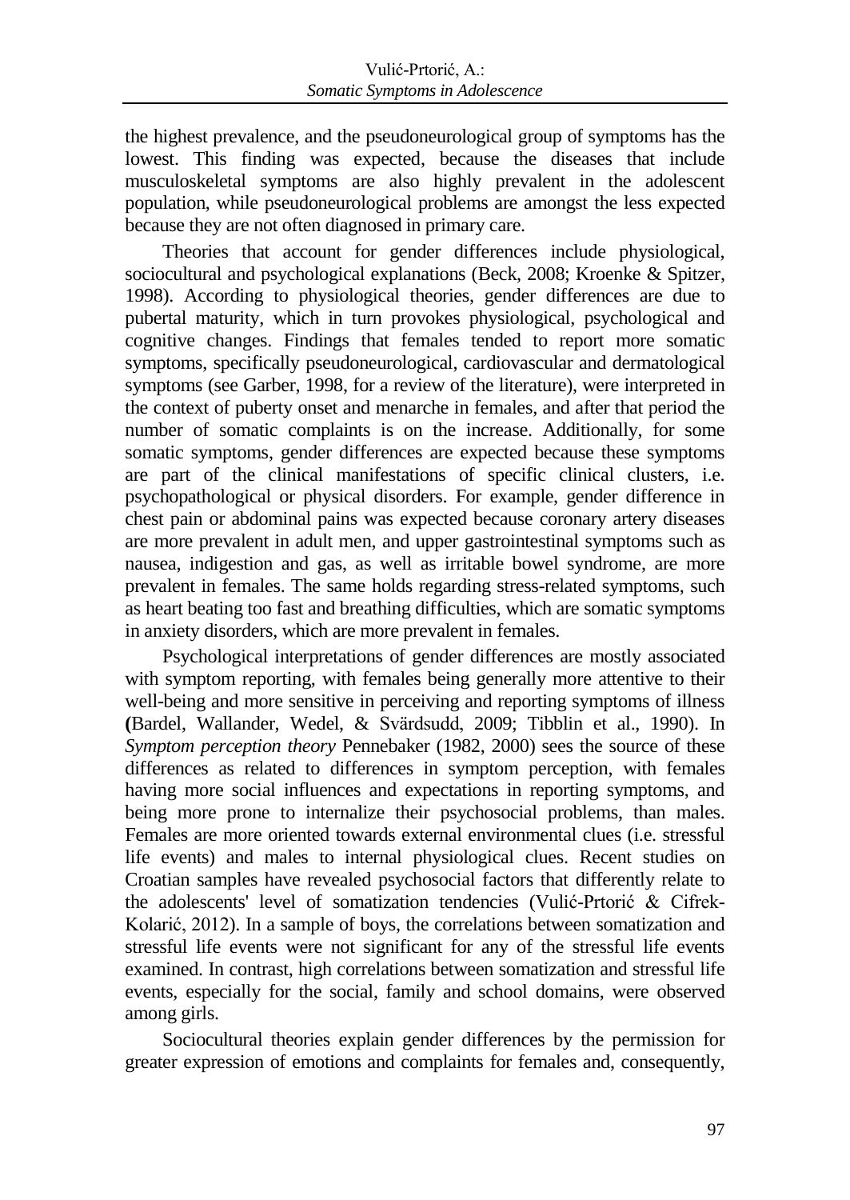the highest prevalence, and the pseudoneurological group of symptoms has the lowest. This finding was expected, because the diseases that include musculoskeletal symptoms are also highly prevalent in the adolescent population, while pseudoneurological problems are amongst the less expected because they are not often diagnosed in primary care.

Theories that account for gender differences include physiological, sociocultural and psychological explanations (Beck, 2008; Kroenke & Spitzer, 1998). According to physiological theories, gender differences are due to pubertal maturity, which in turn provokes physiological, psychological and cognitive changes. Findings that females tended to report more somatic symptoms, specifically pseudoneurological, cardiovascular and dermatological symptoms (see Garber, 1998, for a review of the literature), were interpreted in the context of puberty onset and menarche in females, and after that period the number of somatic complaints is on the increase. Additionally, for some somatic symptoms, gender differences are expected because these symptoms are part of the clinical manifestations of specific clinical clusters, i.e. psychopathological or physical disorders. For example, gender difference in chest pain or abdominal pains was expected because coronary artery diseases are more prevalent in adult men, and upper gastrointestinal symptoms such as nausea, indigestion and gas, as well as irritable bowel syndrome, are more prevalent in females. The same holds regarding stress-related symptoms, such as heart beating too fast and breathing difficulties, which are somatic symptoms in anxiety disorders, which are more prevalent in females.

Psychological interpretations of gender differences are mostly associated with symptom reporting, with females being generally more attentive to their well-being and more sensitive in perceiving and reporting symptoms of illness (Bardel, Wallander, Wedel, & Svärdsudd, 2009; Tibblin et al., 1990). In *Symptom perception theory* Pennebaker (1982, 2000) sees the source of these differences as related to differences in symptom perception, with females having more social influences and expectations in reporting symptoms, and being more prone to internalize their psychosocial problems, than males. Females are more oriented towards external environmental clues (i.e. stressful life events) and males to internal physiological clues. Recent studies on Croatian samples have revealed psychosocial factors that differently relate to the adolescents' level of somatization tendencies (Vulić-Prtorić & Cifrek-Kolarić, 2012). In a sample of boys, the correlations between somatization and stressful life events were not significant for any of the stressful life events examined. In contrast, high correlations between somatization and stressful life events, especially for the social, family and school domains, were observed among girls.

Sociocultural theories explain gender differences by the permission for greater expression of emotions and complaints for females and, consequently,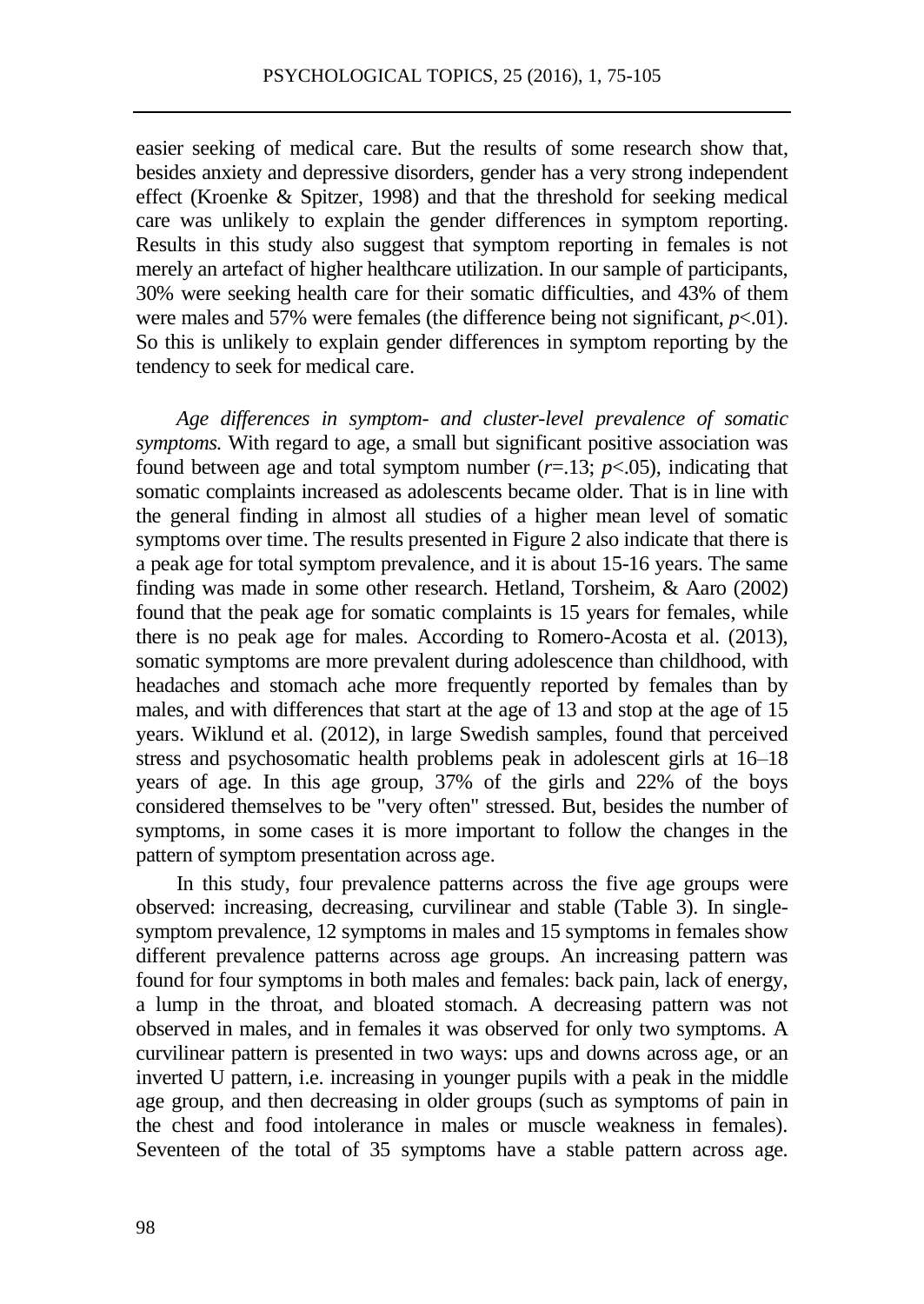easier seeking of medical care. But the results of some research show that, besides anxiety and depressive disorders, gender has a very strong independent effect (Kroenke & Spitzer, 1998) and that the threshold for seeking medical care was unlikely to explain the gender differences in symptom reporting. Results in this study also suggest that symptom reporting in females is not merely an artefact of higher healthcare utilization. In our sample of participants, 30% were seeking health care for their somatic difficulties, and 43% of them were males and 57% were females (the difference being not significant, $p<.01$). So this is unlikely to explain gender differences in symptom reporting by the tendency to seek for medical care.

*Age differences in symptom- and cluster-level prevalence of somatic symptoms.* With regard to age, a small but significant positive association was found between age and total symptom number ($r=.13$; $p<.05$), indicating that somatic complaints increased as adolescents became older. That is in line with the general finding in almost all studies of a higher mean level of somatic symptoms over time. The results presented in Figure 2 also indicate that there is a peak age for total symptom prevalence, and it is about 15-16 years. The same finding was made in some other research. Hetland, Torsheim, & Aaro (2002) found that the peak age for somatic complaints is 15 years for females, while there is no peak age for males. According to Romero-Acosta et al. (2013), somatic symptoms are more prevalent during adolescence than childhood, with headaches and stomach ache more frequently reported by females than by males, and with differences that start at the age of 13 and stop at the age of 15 years. Wiklund et al. (2012), in large Swedish samples, found that perceived stress and psychosomatic health problems peak in adolescent girls at 16–18 years of age. In this age group, 37% of the girls and 22% of the boys considered themselves to be "very often" stressed. But, besides the number of symptoms, in some cases it is more important to follow the changes in the pattern of symptom presentation across age.

In this study, four prevalence patterns across the five age groups were observed: increasing, decreasing, curvilinear and stable (Table 3). In single-symptom prevalence, 12 symptoms in males and 15 symptoms in females show different prevalence patterns across age groups. An increasing pattern was found for four symptoms in both males and females: back pain, lack of energy, a lump in the throat, and bloated stomach. A decreasing pattern was not observed in males, and in females it was observed for only two symptoms. A curvilinear pattern is presented in two ways: ups and downs across age, or an inverted U pattern, i.e. increasing in younger pupils with a peak in the middle age group, and then decreasing in older groups (such as symptoms of pain in the chest and food intolerance in males or muscle weakness in females). Seventeen of the total of 35 symptoms have a stable pattern across age.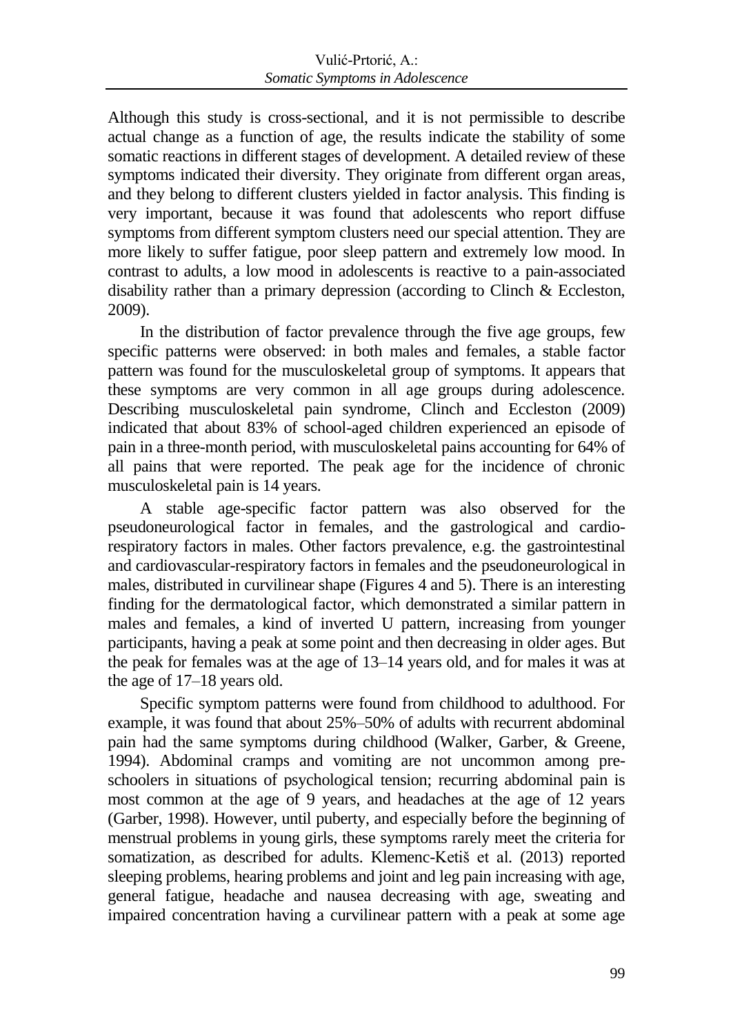Although this study is cross-sectional, and it is not permissible to describe actual change as a function of age, the results indicate the stability of some somatic reactions in different stages of development. A detailed review of these symptoms indicated their diversity. They originate from different organ areas, and they belong to different clusters yielded in factor analysis. This finding is very important, because it was found that adolescents who report diffuse symptoms from different symptom clusters need our special attention. They are more likely to suffer fatigue, poor sleep pattern and extremely low mood. In contrast to adults, a low mood in adolescents is reactive to a pain-associated disability rather than a primary depression (according to Clinch & Eccleston, 2009).

In the distribution of factor prevalence through the five age groups, few specific patterns were observed: in both males and females, a stable factor pattern was found for the musculoskeletal group of symptoms. It appears that these symptoms are very common in all age groups during adolescence. Describing musculoskeletal pain syndrome, Clinch and Eccleston (2009) indicated that about 83% of school-aged children experienced an episode of pain in a three-month period, with musculoskeletal pains accounting for 64% of all pains that were reported. The peak age for the incidence of chronic musculoskeletal pain is 14 years.

A stable age-specific factor pattern was also observed for the pseudoneurological factor in females, and the gastrological and cardio-respiratory factors in males. Other factors prevalence, e.g. the gastrointestinal and cardiovascular-respiratory factors in females and the pseudoneurological in males, distributed in curvilinear shape (Figures 4 and 5). There is an interesting finding for the dermatological factor, which demonstrated a similar pattern in males and females, a kind of inverted U pattern, increasing from younger participants, having a peak at some point and then decreasing in older ages. But the peak for females was at the age of 13–14 years old, and for males it was at the age of 17–18 years old.

Specific symptom patterns were found from childhood to adulthood. For example, it was found that about 25%–50% of adults with recurrent abdominal pain had the same symptoms during childhood (Walker, Garber, & Greene, 1994). Abdominal cramps and vomiting are not uncommon among pre-schoolers in situations of psychological tension; recurring abdominal pain is most common at the age of 9 years, and headaches at the age of 12 years (Garber, 1998). However, until puberty, and especially before the beginning of menstrual problems in young girls, these symptoms rarely meet the criteria for somatization, as described for adults. Klemenc-Ketiš et al. (2013) reported sleeping problems, hearing problems and joint and leg pain increasing with age, general fatigue, headache and nausea decreasing with age, sweating and impaired concentration having a curvilinear pattern with a peak at some age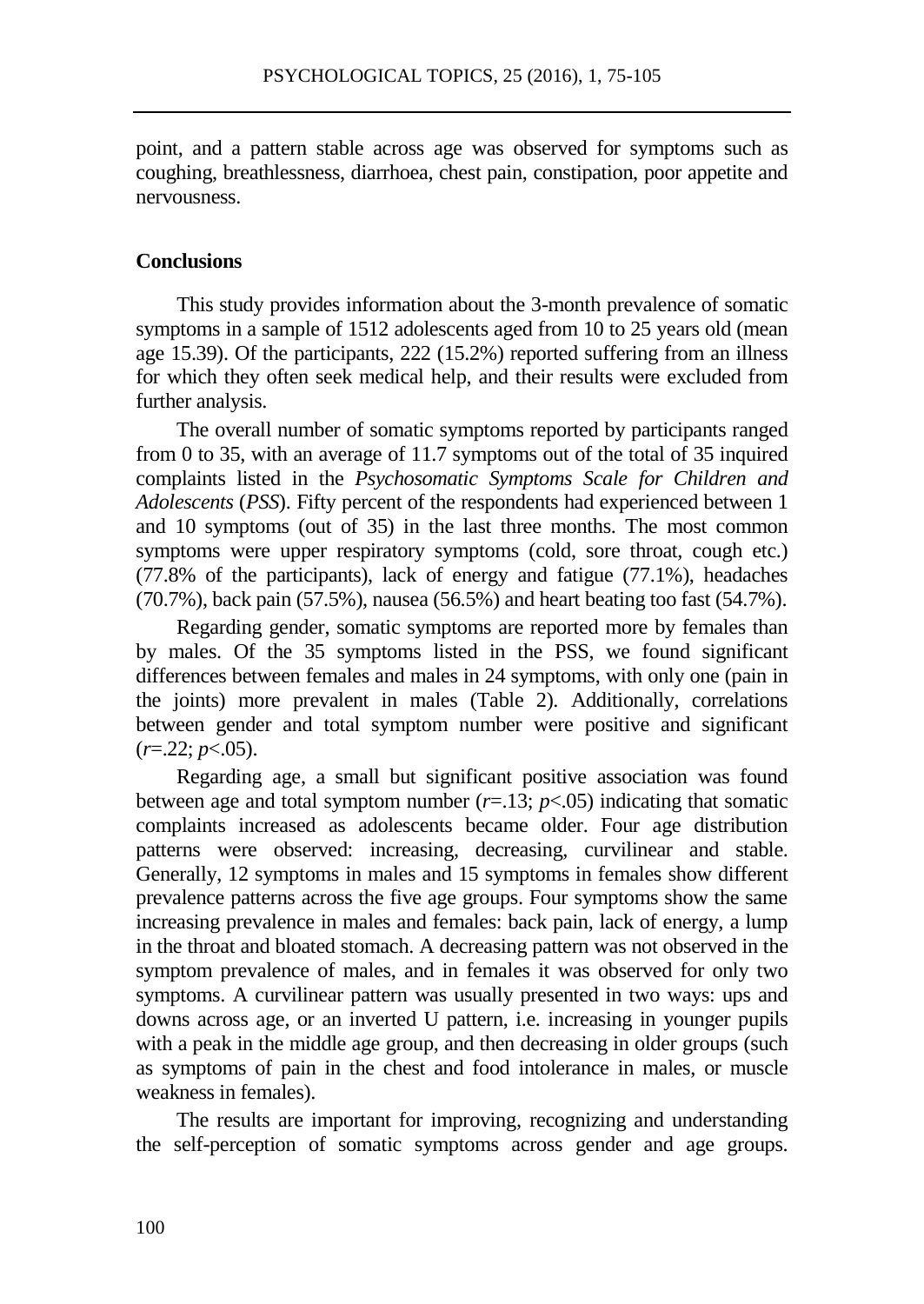point, and a pattern stable across age was observed for symptoms such as coughing, breathlessness, diarrhoea, chest pain, constipation, poor appetite and nervousness.

**Conclusions**

This study provides information about the 3-month prevalence of somatic symptoms in a sample of 1512 adolescents aged from 10 to 25 years old (mean age 15.39). Of the participants, 222 (15.2%) reported suffering from an illness for which they often seek medical help, and their results were excluded from further analysis.

The overall number of somatic symptoms reported by participants ranged from 0 to 35, with an average of 11.7 symptoms out of the total of 35 inquired complaints listed in the *Psychosomatic Symptoms Scale for Children and Adolescents* (*PSS*). Fifty percent of the respondents had experienced between 1 and 10 symptoms (out of 35) in the last three months. The most common symptoms were upper respiratory symptoms (cold, sore throat, cough etc.) (77.8% of the participants), lack of energy and fatigue (77.1%), headaches (70.7%), back pain (57.5%), nausea (56.5%) and heart beating too fast (54.7%).

Regarding gender, somatic symptoms are reported more by females than by males. Of the 35 symptoms listed in the PSS, we found significant differences between females and males in 24 symptoms, with only one (pain in the joints) more prevalent in males (Table 2). Additionally, correlations between gender and total symptom number were positive and significant ($r$=.22; $p$<.05).

Regarding age, a small but significant positive association was found between age and total symptom number ($r$=.13; $p$<.05) indicating that somatic complaints increased as adolescents became older. Four age distribution patterns were observed: increasing, decreasing, curvilinear and stable. Generally, 12 symptoms in males and 15 symptoms in females show different prevalence patterns across the five age groups. Four symptoms show the same increasing prevalence in males and females: back pain, lack of energy, a lump in the throat and bloated stomach. A decreasing pattern was not observed in the symptom prevalence of males, and in females it was observed for only two symptoms. A curvilinear pattern was usually presented in two ways: ups and downs across age, or an inverted U pattern, i.e. increasing in younger pupils with a peak in the middle age group, and then decreasing in older groups (such as symptoms of pain in the chest and food intolerance in males, or muscle weakness in females).

The results are important for improving, recognizing and understanding the self-perception of somatic symptoms across gender and age groups.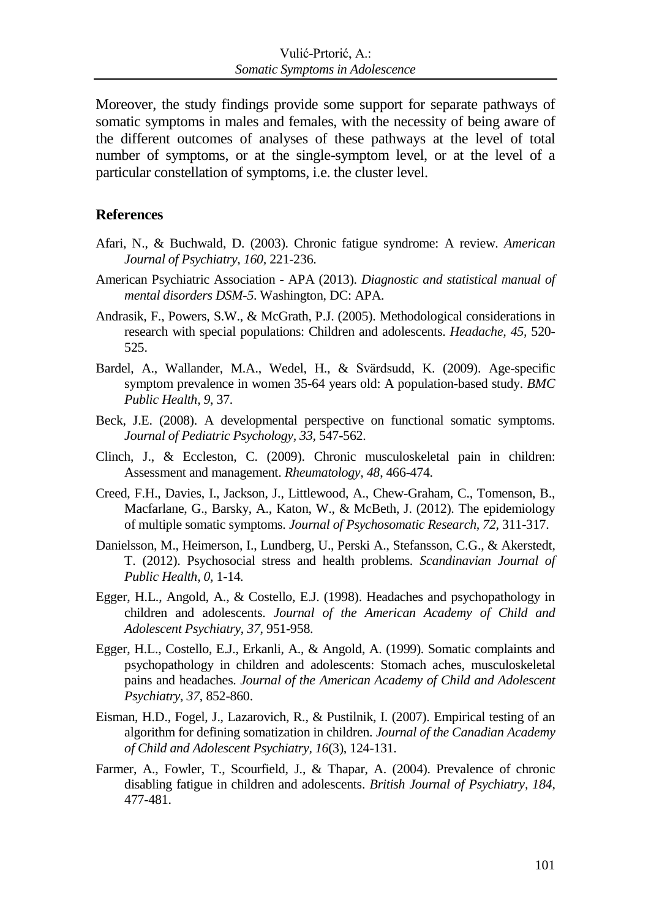Moreover, the study findings provide some support for separate pathways of somatic symptoms in males and females, with the necessity of being aware of the different outcomes of analyses of these pathways at the level of total number of symptoms, or at the single-symptom level, or at the level of a particular constellation of symptoms, i.e. the cluster level.

## References

Afari, N., & Buchwald, D. (2003). Chronic fatigue syndrome: A review. *American Journal of Psychiatry, 160*, 221-236.

American Psychiatric Association - APA (2013). *Diagnostic and statistical manual of mental disorders DSM-5*. Washington, DC: APA.

Andrasik, F., Powers, S.W., & McGrath, P.J. (2005). Methodological considerations in research with special populations: Children and adolescents. *Headache, 45,* 520-525.

Bardel, A., Wallander, M.A., Wedel, H., & Svärdsudd, K. (2009). Age-specific symptom prevalence in women 35-64 years old: A population-based study. *BMC Public Health, 9*, 37.

Beck, J.E. (2008). A developmental perspective on functional somatic symptoms. *Journal of Pediatric Psychology, 33,* 547-562.

Clinch, J., & Eccleston, C. (2009). Chronic musculoskeletal pain in children: Assessment and management. *Rheumatology, 48*, 466-474.

Creed, F.H., Davies, I., Jackson, J., Littlewood, A., Chew-Graham, C., Tomenson, B., Macfarlane, G., Barsky, A., Katon, W., & McBeth, J. (2012). The epidemiology of multiple somatic symptoms. *Journal of Psychosomatic Research, 72,* 311-317.

Danielsson, M., Heimerson, I., Lundberg, U., Perski A., Stefansson, C.G., & Akerstedt, T. (2012). Psychosocial stress and health problems. *Scandinavian Journal of Public Health, 0,* 1-14.

Egger, H.L., Angold, A., & Costello, E.J. (1998). Headaches and psychopathology in children and adolescents. *Journal of the American Academy of Child and Adolescent Psychiatry, 37*, 951-958.

Egger, H.L., Costello, E.J., Erkanli, A., & Angold, A. (1999). Somatic complaints and psychopathology in children and adolescents: Stomach aches, musculoskeletal pains and headaches. *Journal of the American Academy of Child and Adolescent Psychiatry, 37*, 852-860.

Eisman, H.D., Fogel, J., Lazarovich, R., & Pustilnik, I. (2007). Empirical testing of an algorithm for defining somatization in children. *Journal of the Canadian Academy of Child and Adolescent Psychiatry, 16*(3), 124-131.

Farmer, A., Fowler, T., Scourfield, J., & Thapar, A. (2004). Prevalence of chronic disabling fatigue in children and adolescents. *British Journal of Psychiatry, 184*, 477-481.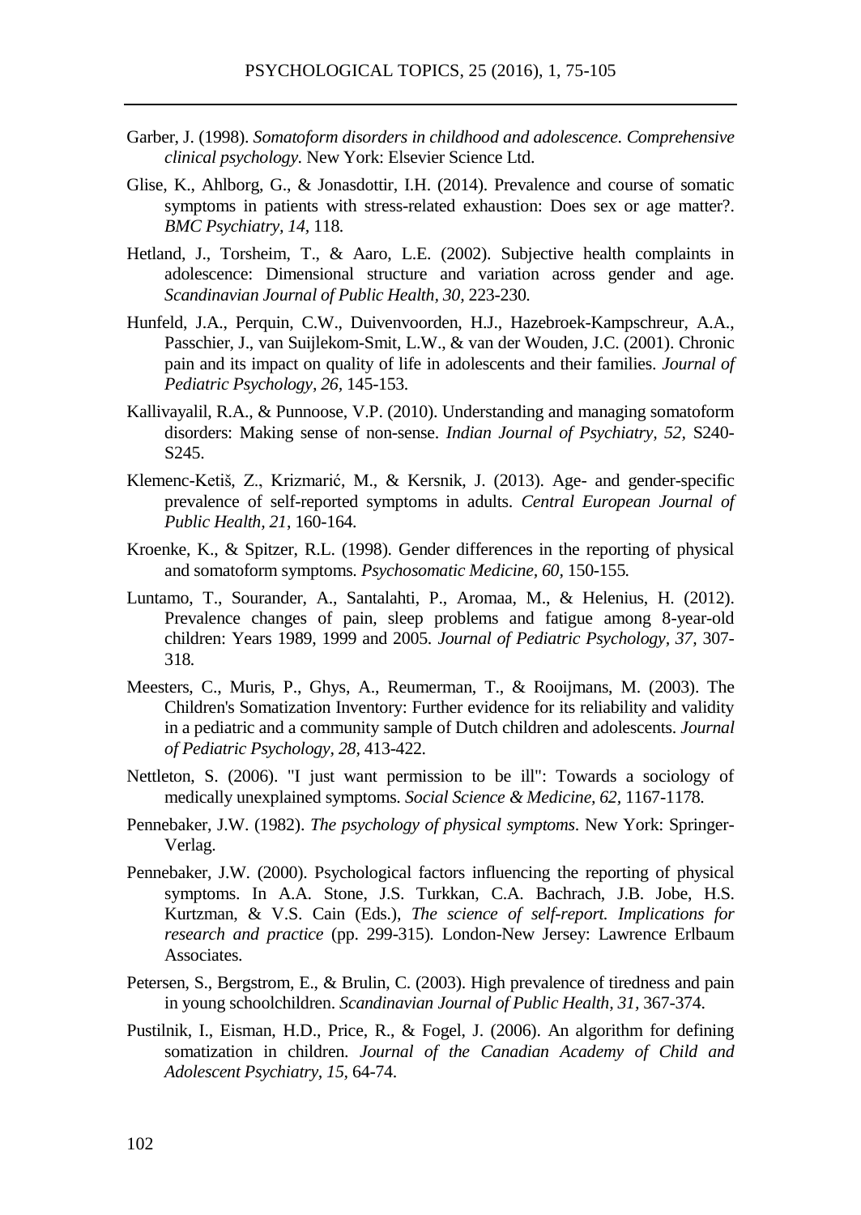Garber, J. (1998). *Somatoform disorders in childhood and adolescence. Comprehensive clinical psychology.* New York: Elsevier Science Ltd.

Glise, K., Ahlborg, G., & Jonasdottir, I.H. (2014). Prevalence and course of somatic symptoms in patients with stress-related exhaustion: Does sex or age matter?. *BMC Psychiatry, 14,* 118.

Hetland, J., Torsheim, T., & Aaro, L.E. (2002). Subjective health complaints in adolescence: Dimensional structure and variation across gender and age. *Scandinavian Journal of Public Health, 30,* 223-230.

Hunfeld, J.A., Perquin, C.W., Duivenvoorden, H.J., Hazebroek-Kampschreur, A.A., Passchier, J., van Suijlekom-Smit, L.W., & van der Wouden, J.C. (2001). Chronic pain and its impact on quality of life in adolescents and their families. *Journal of Pediatric Psychology, 26,* 145-153.

Kallivayalil, R.A., & Punnoose, V.P. (2010). Understanding and managing somatoform disorders: Making sense of non-sense. *Indian Journal of Psychiatry, 52,* S240-S245.

Klemenc-Ketiš, Z., Krizmarić, M., & Kersnik, J. (2013). Age- and gender-specific prevalence of self-reported symptoms in adults. *Central European Journal of Public Health, 21*, 160-164.

Kroenke, K., & Spitzer, R.L. (1998). Gender differences in the reporting of physical and somatoform symptoms. *Psychosomatic Medicine, 60,* 150-155.

Luntamo, T., Sourander, A., Santalahti, P., Aromaa, M., & Helenius, H. (2012). Prevalence changes of pain, sleep problems and fatigue among 8-year-old children: Years 1989, 1999 and 2005. *Journal of Pediatric Psychology, 37,* 307-318.

Meesters, C., Muris, P., Ghys, A., Reumerman, T., & Rooijmans, M. (2003). The Children's Somatization Inventory: Further evidence for its reliability and validity in a pediatric and a community sample of Dutch children and adolescents. *Journal of Pediatric Psychology, 28,* 413-422.

Nettleton, S. (2006). "I just want permission to be ill": Towards a sociology of medically unexplained symptoms. *Social Science & Medicine, 62,* 1167-1178.

Pennebaker, J.W. (1982). *The psychology of physical symptoms*. New York: Springer-Verlag.

Pennebaker, J.W. (2000). Psychological factors influencing the reporting of physical symptoms. In A.A. Stone, J.S. Turkkan, C.A. Bachrach, J.B. Jobe, H.S. Kurtzman, & V.S. Cain (Eds.), *The science of self-report. Implications for research and practice* (pp. 299-315). London-New Jersey: Lawrence Erlbaum Associates.

Petersen, S., Bergstrom, E., & Brulin, C. (2003). High prevalence of tiredness and pain in young schoolchildren. *Scandinavian Journal of Public Health, 31,* 367-374.

Pustilnik, I., Eisman, H.D., Price, R., & Fogel, J. (2006). An algorithm for defining somatization in children. *Journal of the Canadian Academy of Child and Adolescent Psychiatry, 15,* 64-74.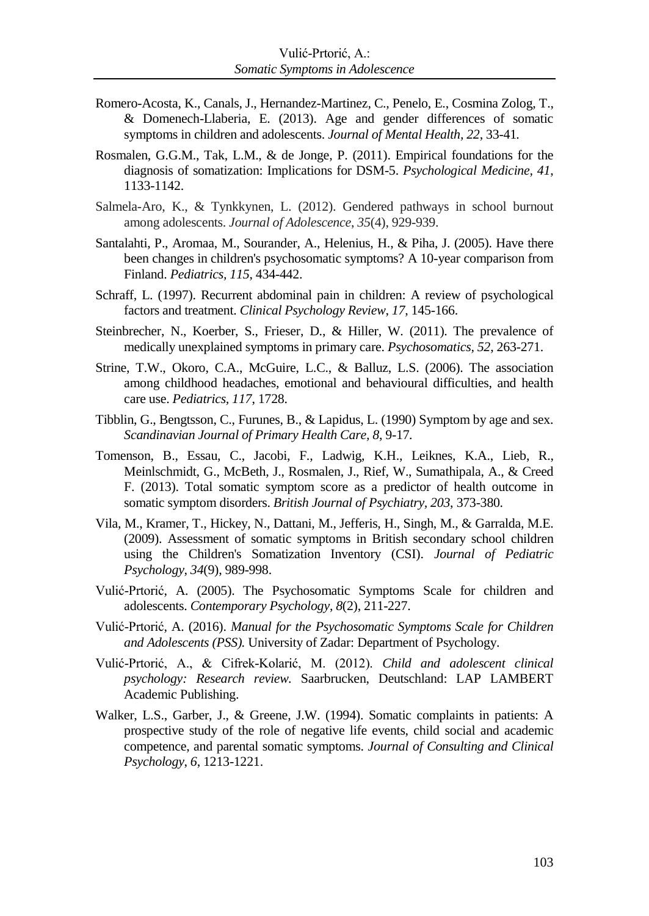Romero-Acosta, K., Canals, J., Hernandez-Martinez, C., Penelo, E., Cosmina Zolog, T., & Domenech-Llaberia, E. (2013). Age and gender differences of somatic symptoms in children and adolescents. *Journal of Mental Health*, *22*, 33-41.

Rosmalen, G.G.M., Tak, L.M., & de Jonge, P. (2011). Empirical foundations for the diagnosis of somatization: Implications for DSM-5. *Psychological Medicine, 41*, 1133-1142.

Salmela-Aro, K., & Tynkkynen, L. (2012). Gendered pathways in school burnout among adolescents. *Journal of Adolescence*, *35*(4), 929-939.

Santalahti, P., Aromaa, M., Sourander, A., Helenius, H., & Piha, J. (2005). Have there been changes in children's psychosomatic symptoms? A 10-year comparison from Finland. *Pediatrics, 115*, 434-442.

Schraff, L. (1997). Recurrent abdominal pain in children: A review of psychological factors and treatment. *Clinical Psychology Review*, *17*, 145-166.

Steinbrecher, N., Koerber, S., Frieser, D., & Hiller, W. (2011). The prevalence of medically unexplained symptoms in primary care. *Psychosomatics, 52*, 263-271.

Strine, T.W., Okoro, C.A., McGuire, L.C., & Balluz, L.S. (2006). The association among childhood headaches, emotional and behavioural difficulties, and health care use. *Pediatrics, 117*, 1728.

Tibblin, G., Bengtsson, C., Furunes, B., & Lapidus, L. (1990) Symptom by age and sex. *Scandinavian Journal of Primary Health Care, 8*, 9-17.

Tomenson, B., Essau, C., Jacobi, F., Ladwig, K.H., Leiknes, K.A., Lieb, R., Meinlschmidt, G., McBeth, J., Rosmalen, J., Rief, W., Sumathipala, A., & Creed F. (2013). Total somatic symptom score as a predictor of health outcome in somatic symptom disorders. *British Journal of Psychiatry, 203*, 373-380.

Vila, M., Kramer, T., Hickey, N., Dattani, M., Jefferis, H., Singh, M., & Garralda, M.E. (2009). Assessment of somatic symptoms in British secondary school children using the Children's Somatization Inventory (CSI). *Journal of Pediatric Psychology, 34*(9), 989-998.

Vulić-Prtorić, A. (2005). The Psychosomatic Symptoms Scale for children and adolescents. *Contemporary Psychology*, *8*(2), 211-227.

Vulić-Prtorić, A. (2016). *Manual for the Psychosomatic Symptoms Scale for Children and Adolescents (PSS).* University of Zadar: Department of Psychology.

Vulić-Prtorić, A., & Cifrek-Kolarić, M. (2012). *Child and adolescent clinical psychology: Research review.* Saarbrucken, Deutschland: LAP LAMBERT Academic Publishing.

Walker, L.S., Garber, J., & Greene, J.W. (1994). Somatic complaints in patients: A prospective study of the role of negative life events, child social and academic competence, and parental somatic symptoms. *Journal of Consulting and Clinical Psychology*, *6*, 1213-1221.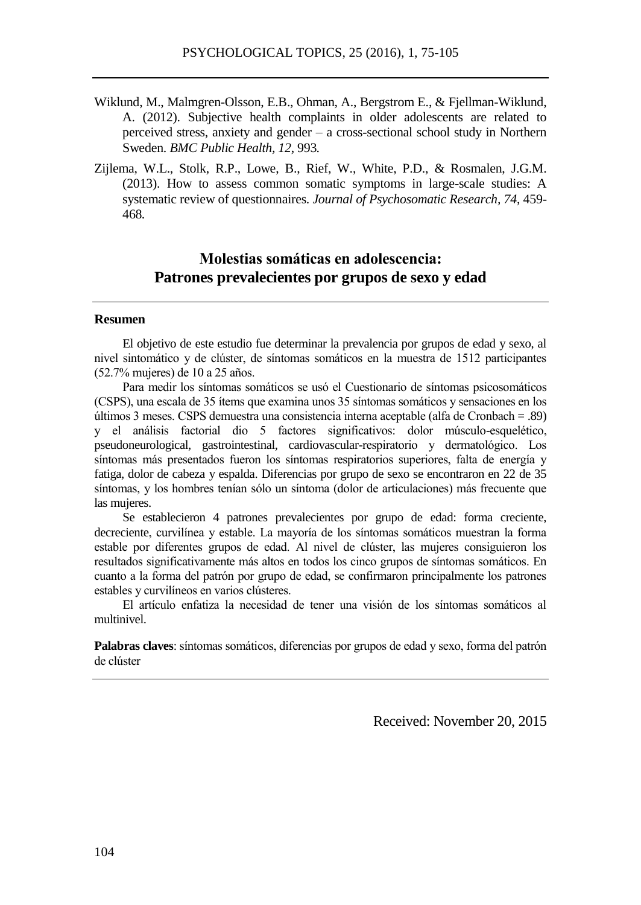Wiklund, M., Malmgren-Olsson, E.B., Ohman, A., Bergstrom E., & Fjellman-Wiklund, A. (2012). Subjective health complaints in older adolescents are related to perceived stress, anxiety and gender – a cross-sectional school study in Northern Sweden. *BMC Public Health, 12,* 993.

Zijlema, W.L., Stolk, R.P., Lowe, B., Rief, W., White, P.D., & Rosmalen, J.G.M. (2013). How to assess common somatic symptoms in large-scale studies: A systematic review of questionnaires. *Journal of Psychosomatic Research, 74*, 459-468.

## Molestias somáticas en adolescencia: Patrones prevalecientes por grupos de sexo y edad

### Resumen

El objetivo de este estudio fue determinar la prevalencia por grupos de edad y sexo, al nivel sintomático y de clúster, de síntomas somáticos en la muestra de 1512 participantes (52.7% mujeres) de 10 a 25 años.

Para medir los síntomas somáticos se usó el Cuestionario de síntomas psicosomáticos (CSPS), una escala de 35 ítems que examina unos 35 síntomas somáticos y sensaciones en los últimos 3 meses. CSPS demuestra una consistencia interna aceptable (alfa de Cronbach = .89) y el análisis factorial dio 5 factores significativos: dolor músculo-esquelético, pseudoneurological, gastrointestinal, cardiovascular-respiratorio y dermatológico. Los síntomas más presentados fueron los síntomas respiratorios superiores, falta de energía y fatiga, dolor de cabeza y espalda. Diferencias por grupo de sexo se encontraron en 22 de 35 síntomas, y los hombres tenían sólo un síntoma (dolor de articulaciones) más frecuente que las mujeres.

Se establecieron 4 patrones prevalecientes por grupo de edad: forma creciente, decreciente, curvilínea y estable. La mayoría de los síntomas somáticos muestran la forma estable por diferentes grupos de edad. Al nivel de clúster, las mujeres consiguieron los resultados significativamente más altos en todos los cinco grupos de síntomas somáticos. En cuanto a la forma del patrón por grupo de edad, se confirmaron principalmente los patrones estables y curvilíneos en varios clústeres.

El artículo enfatiza la necesidad de tener una visión de los síntomas somáticos al multinivel.

**Palabras claves**: síntomas somáticos, diferencias por grupos de edad y sexo, forma del patrón de clúster

Received: November 20, 2015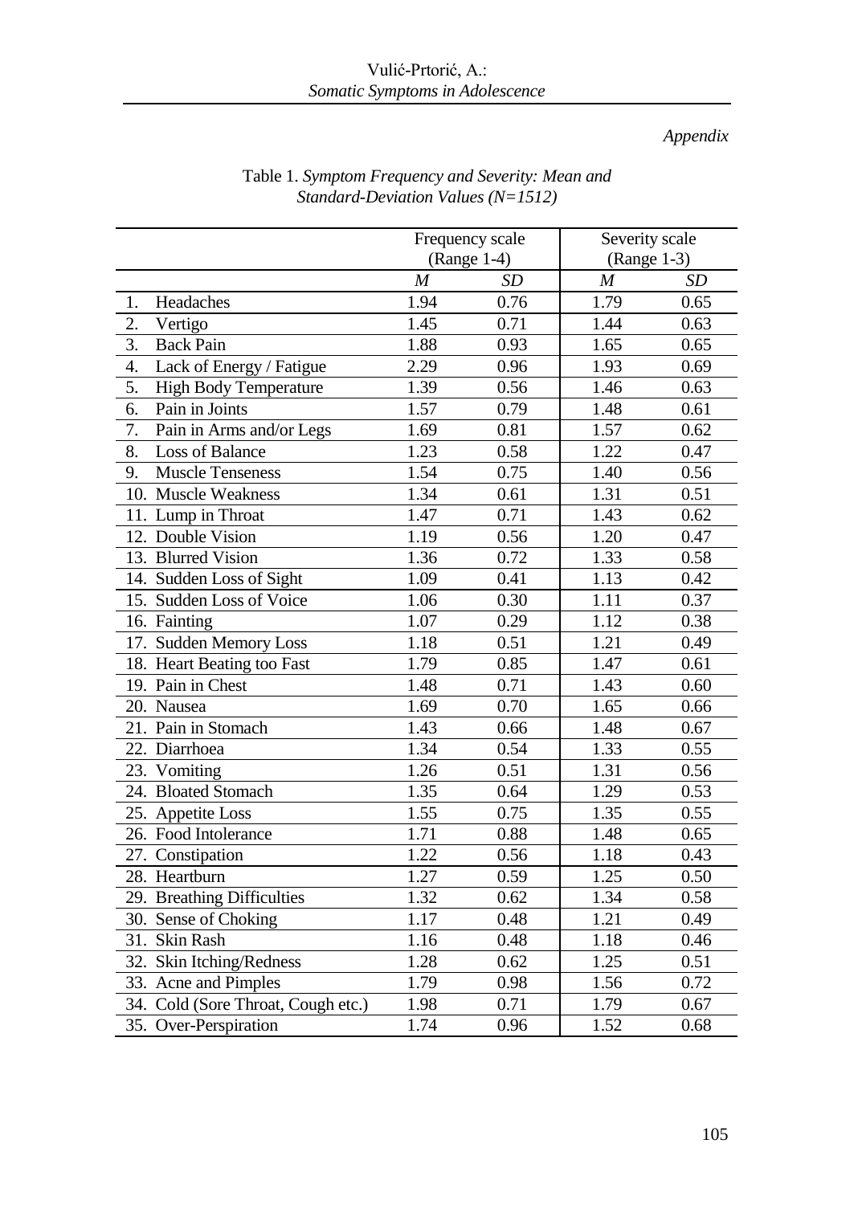*Appendix*

Table 1. *Symptom Frequency and Severity: Mean and Standard-Deviation Values (N=1512)*

| | Frequency scale (Range 1-4) | | Severity scale (Range 1-3) | |
|---|---|---|---|---|
| | *M* | *SD* | *M* | *SD* |
| 1. Headaches | 1.94 | 0.76 | 1.79 | 0.65 |
| 2. Vertigo | 1.45 | 0.71 | 1.44 | 0.63 |
| 3. Back Pain | 1.88 | 0.93 | 1.65 | 0.65 |
| 4. Lack of Energy / Fatigue | 2.29 | 0.96 | 1.93 | 0.69 |
| 5. High Body Temperature | 1.39 | 0.56 | 1.46 | 0.63 |
| 6. Pain in Joints | 1.57 | 0.79 | 1.48 | 0.61 |
| 7. Pain in Arms and/or Legs | 1.69 | 0.81 | 1.57 | 0.62 |
| 8. Loss of Balance | 1.23 | 0.58 | 1.22 | 0.47 |
| 9. Muscle Tenseness | 1.54 | 0.75 | 1.40 | 0.56 |
| 10. Muscle Weakness | 1.34 | 0.61 | 1.31 | 0.51 |
| 11. Lump in Throat | 1.47 | 0.71 | 1.43 | 0.62 |
| 12. Double Vision | 1.19 | 0.56 | 1.20 | 0.47 |
| 13. Blurred Vision | 1.36 | 0.72 | 1.33 | 0.58 |
| 14. Sudden Loss of Sight | 1.09 | 0.41 | 1.13 | 0.42 |
| 15. Sudden Loss of Voice | 1.06 | 0.30 | 1.11 | 0.37 |
| 16. Fainting | 1.07 | 0.29 | 1.12 | 0.38 |
| 17. Sudden Memory Loss | 1.18 | 0.51 | 1.21 | 0.49 |
| 18. Heart Beating too Fast | 1.79 | 0.85 | 1.47 | 0.61 |
| 19. Pain in Chest | 1.48 | 0.71 | 1.43 | 0.60 |
| 20. Nausea | 1.69 | 0.70 | 1.65 | 0.66 |
| 21. Pain in Stomach | 1.43 | 0.66 | 1.48 | 0.67 |
| 22. Diarrhoea | 1.34 | 0.54 | 1.33 | 0.55 |
| 23. Vomiting | 1.26 | 0.51 | 1.31 | 0.56 |
| 24. Bloated Stomach | 1.35 | 0.64 | 1.29 | 0.53 |
| 25. Appetite Loss | 1.55 | 0.75 | 1.35 | 0.55 |
| 26. Food Intolerance | 1.71 | 0.88 | 1.48 | 0.65 |
| 27. Constipation | 1.22 | 0.56 | 1.18 | 0.43 |
| 28. Heartburn | 1.27 | 0.59 | 1.25 | 0.50 |
| 29. Breathing Difficulties | 1.32 | 0.62 | 1.34 | 0.58 |
| 30. Sense of Choking | 1.17 | 0.48 | 1.21 | 0.49 |
| 31. Skin Rash | 1.16 | 0.48 | 1.18 | 0.46 |
| 32. Skin Itching/Redness | 1.28 | 0.62 | 1.25 | 0.51 |
| 33. Acne and Pimples | 1.79 | 0.98 | 1.56 | 0.72 |
| 34. Cold (Sore Throat, Cough etc.) | 1.98 | 0.71 | 1.79 | 0.67 |
| 35. Over-Perspiration | 1.74 | 0.96 | 1.52 | 0.68 |